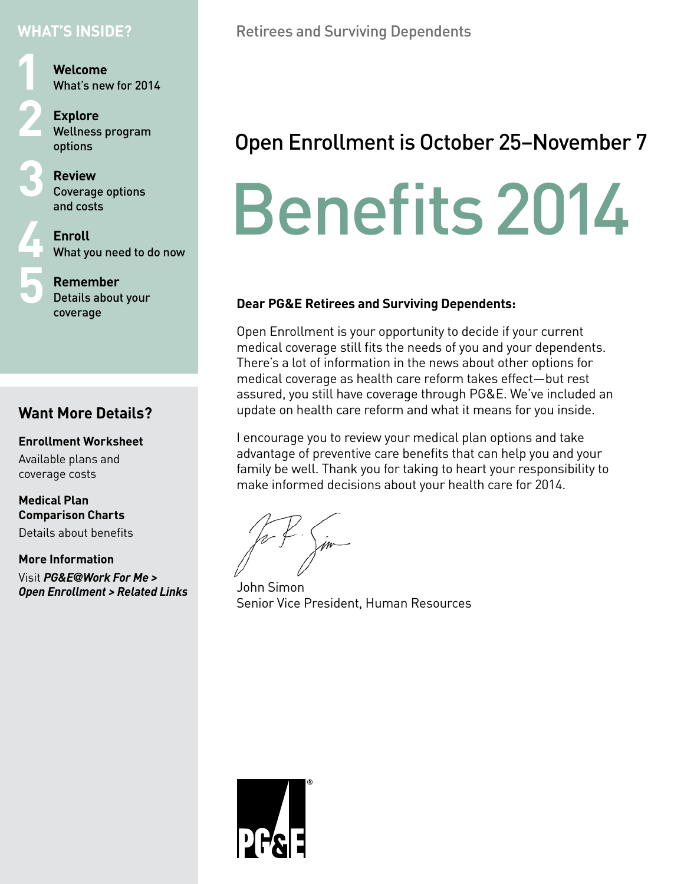## WHAT'S INSIDE?

1. **Welcome**
   What's new for 2014
2. **Explore**
   Wellness program options
3. **Review**
   Coverage options and costs
4. **Enroll**
   What you need to do now
5. **Remember**
   Details about your coverage

## Want More Details?

**Enrollment Worksheet**
Available plans and coverage costs

**Medical Plan Comparison Charts**
Details about benefits

**More Information**
Visit ***PG&E@Work For Me > Open Enrollment > Related Links***

Retirees and Surviving Dependents

## Open Enrollment is October 25–November 7

# Benefits 2014

**Dear PG&E Retirees and Surviving Dependents:**

Open Enrollment is your opportunity to decide if your current medical coverage still fits the needs of you and your dependents. There's a lot of information in the news about other options for medical coverage as health care reform takes effect—but rest assured, you still have coverage through PG&E. We've included an update on health care reform and what it means for you inside.

I encourage you to review your medical plan options and take advantage of preventive care benefits that can help you and your family be well. Thank you for taking to heart your responsibility to make informed decisions about your health care for 2014.

John Simon
Senior Vice President, Human Resources

PG&E®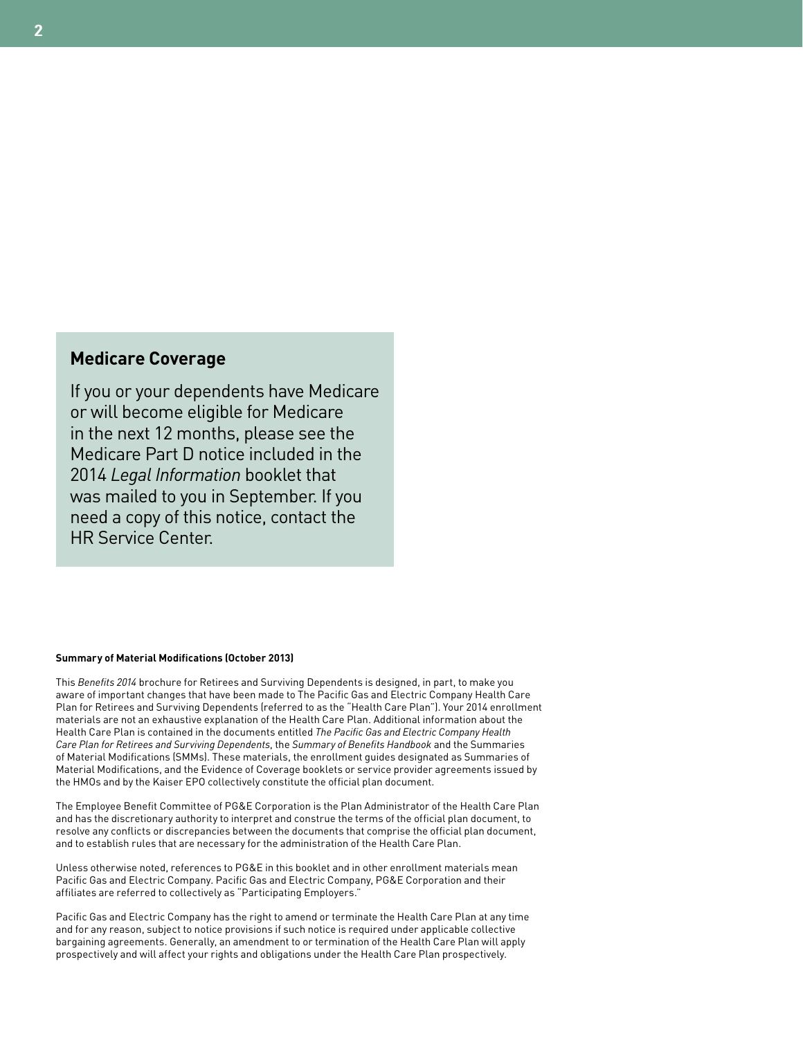## Medicare Coverage

If you or your dependents have Medicare or will become eligible for Medicare in the next 12 months, please see the Medicare Part D notice included in the 2014 *Legal Information* booklet that was mailed to you in September. If you need a copy of this notice, contact the HR Service Center.

**Summary of Material Modifications (October 2013)**

This *Benefits 2014* brochure for Retirees and Surviving Dependents is designed, in part, to make you aware of important changes that have been made to The Pacific Gas and Electric Company Health Care Plan for Retirees and Surviving Dependents (referred to as the "Health Care Plan"). Your 2014 enrollment materials are not an exhaustive explanation of the Health Care Plan. Additional information about the Health Care Plan is contained in the documents entitled *The Pacific Gas and Electric Company Health Care Plan for Retirees and Surviving Dependents*, the *Summary of Benefits Handbook* and the Summaries of Material Modifications (SMMs). These materials, the enrollment guides designated as Summaries of Material Modifications, and the Evidence of Coverage booklets or service provider agreements issued by the HMOs and by the Kaiser EPO collectively constitute the official plan document.

The Employee Benefit Committee of PG&E Corporation is the Plan Administrator of the Health Care Plan and has the discretionary authority to interpret and construe the terms of the official plan document, to resolve any conflicts or discrepancies between the documents that comprise the official plan document, and to establish rules that are necessary for the administration of the Health Care Plan.

Unless otherwise noted, references to PG&E in this booklet and in other enrollment materials mean Pacific Gas and Electric Company. Pacific Gas and Electric Company, PG&E Corporation and their affiliates are referred to collectively as "Participating Employers."

Pacific Gas and Electric Company has the right to amend or terminate the Health Care Plan at any time and for any reason, subject to notice provisions if such notice is required under applicable collective bargaining agreements. Generally, an amendment to or termination of the Health Care Plan will apply prospectively and will affect your rights and obligations under the Health Care Plan prospectively.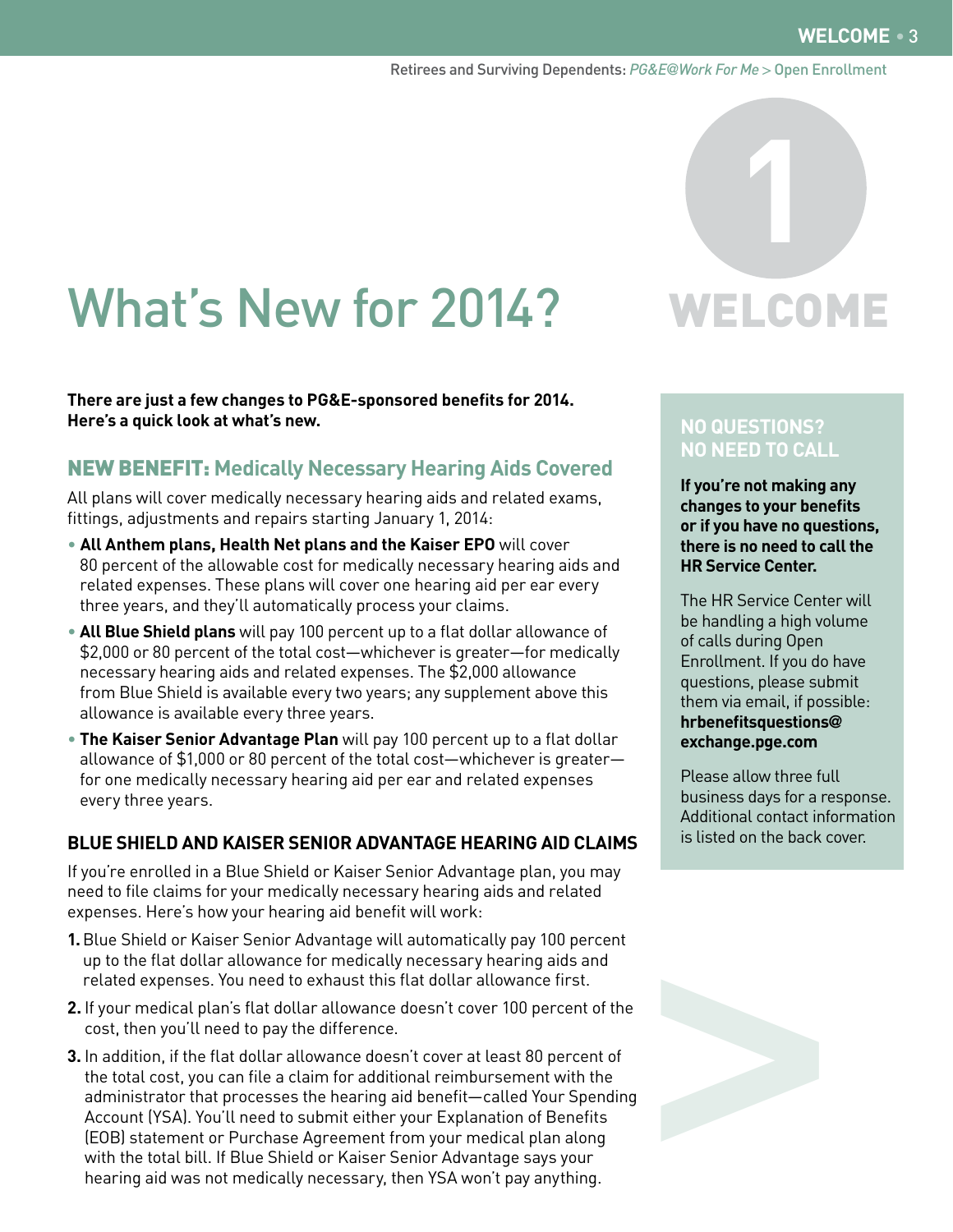# What's New for 2014?

**There are just a few changes to PG&E-sponsored benefits for 2014. Here's a quick look at what's new.**

## NEW BENEFIT: Medically Necessary Hearing Aids Covered

All plans will cover medically necessary hearing aids and related exams, fittings, adjustments and repairs starting January 1, 2014:

- **All Anthem plans, Health Net plans and the Kaiser EPO** will cover 80 percent of the allowable cost for medically necessary hearing aids and related expenses. These plans will cover one hearing aid per ear every three years, and they'll automatically process your claims.
- **All Blue Shield plans** will pay 100 percent up to a flat dollar allowance of $2,000 or 80 percent of the total cost—whichever is greater—for medically necessary hearing aids and related expenses. The $2,000 allowance from Blue Shield is available every two years; any supplement above this allowance is available every three years.
- **The Kaiser Senior Advantage Plan** will pay 100 percent up to a flat dollar allowance of $1,000 or 80 percent of the total cost—whichever is greater—for one medically necessary hearing aid per ear and related expenses every three years.

### BLUE SHIELD AND KAISER SENIOR ADVANTAGE HEARING AID CLAIMS

If you're enrolled in a Blue Shield or Kaiser Senior Advantage plan, you may need to file claims for your medically necessary hearing aids and related expenses. Here's how your hearing aid benefit will work:

1. Blue Shield or Kaiser Senior Advantage will automatically pay 100 percent up to the flat dollar allowance for medically necessary hearing aids and related expenses. You need to exhaust this flat dollar allowance first.
2. If your medical plan's flat dollar allowance doesn't cover 100 percent of the cost, then you'll need to pay the difference.
3. In addition, if the flat dollar allowance doesn't cover at least 80 percent of the total cost, you can file a claim for additional reimbursement with the administrator that processes the hearing aid benefit—called Your Spending Account (YSA). You'll need to submit either your Explanation of Benefits (EOB) statement or Purchase Agreement from your medical plan along with the total bill. If Blue Shield or Kaiser Senior Advantage says your hearing aid was not medically necessary, then YSA won't pay anything.

### NO QUESTIONS? NO NEED TO CALL

**If you're not making any changes to your benefits or if you have no questions, there is no need to call the HR Service Center.**

The HR Service Center will be handling a high volume of calls during Open Enrollment. If you do have questions, please submit them via email, if possible: **hrbenefitsquestions@exchange.pge.com**

Please allow three full business days for a response. Additional contact information is listed on the back cover.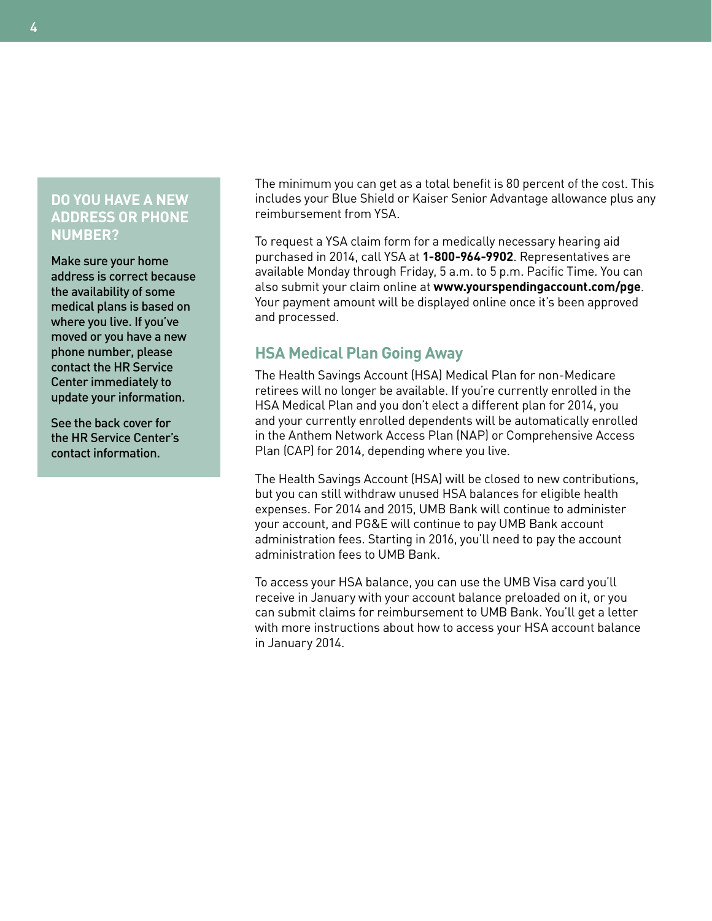The minimum you can get as a total benefit is 80 percent of the cost. This includes your Blue Shield or Kaiser Senior Advantage allowance plus any reimbursement from YSA.

To request a YSA claim form for a medically necessary hearing aid purchased in 2014, call YSA at **1-800-964-9902**. Representatives are available Monday through Friday, 5 a.m. to 5 p.m. Pacific Time. You can also submit your claim online at **www.yourspendingaccount.com/pge**. Your payment amount will be displayed online once it's been approved and processed.

## HSA Medical Plan Going Away

The Health Savings Account (HSA) Medical Plan for non-Medicare retirees will no longer be available. If you're currently enrolled in the HSA Medical Plan and you don't elect a different plan for 2014, you and your currently enrolled dependents will be automatically enrolled in the Anthem Network Access Plan (NAP) or Comprehensive Access Plan (CAP) for 2014, depending where you live.

The Health Savings Account (HSA) will be closed to new contributions, but you can still withdraw unused HSA balances for eligible health expenses. For 2014 and 2015, UMB Bank will continue to administer your account, and PG&E will continue to pay UMB Bank account administration fees. Starting in 2016, you'll need to pay the account administration fees to UMB Bank.

To access your HSA balance, you can use the UMB Visa card you'll receive in January with your account balance preloaded on it, or you can submit claims for reimbursement to UMB Bank. You'll get a letter with more instructions about how to access your HSA account balance in January 2014.

### DO YOU HAVE A NEW ADDRESS OR PHONE NUMBER?

Make sure your home address is correct because the availability of some medical plans is based on where you live. If you've moved or you have a new phone number, please contact the HR Service Center immediately to update your information.

See the back cover for the HR Service Center's contact information.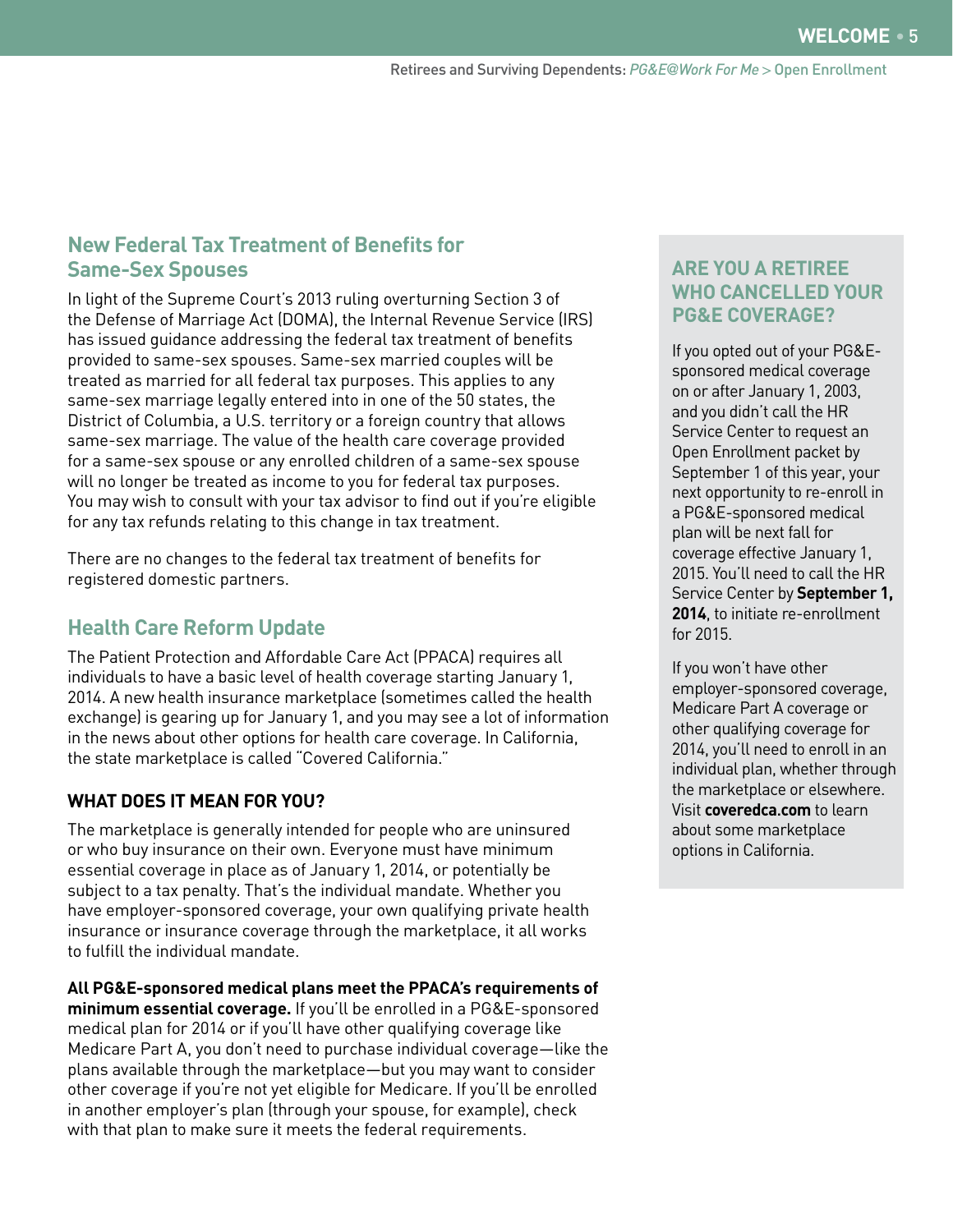## New Federal Tax Treatment of Benefits for Same-Sex Spouses

In light of the Supreme Court's 2013 ruling overturning Section 3 of the Defense of Marriage Act (DOMA), the Internal Revenue Service (IRS) has issued guidance addressing the federal tax treatment of benefits provided to same-sex spouses. Same-sex married couples will be treated as married for all federal tax purposes. This applies to any same-sex marriage legally entered into in one of the 50 states, the District of Columbia, a U.S. territory or a foreign country that allows same-sex marriage. The value of the health care coverage provided for a same-sex spouse or any enrolled children of a same-sex spouse will no longer be treated as income to you for federal tax purposes. You may wish to consult with your tax advisor to find out if you're eligible for any tax refunds relating to this change in tax treatment.

There are no changes to the federal tax treatment of benefits for registered domestic partners.

## Health Care Reform Update

The Patient Protection and Affordable Care Act (PPACA) requires all individuals to have a basic level of health coverage starting January 1, 2014. A new health insurance marketplace (sometimes called the health exchange) is gearing up for January 1, and you may see a lot of information in the news about other options for health care coverage. In California, the state marketplace is called "Covered California."

### WHAT DOES IT MEAN FOR YOU?

The marketplace is generally intended for people who are uninsured or who buy insurance on their own. Everyone must have minimum essential coverage in place as of January 1, 2014, or potentially be subject to a tax penalty. That's the individual mandate. Whether you have employer-sponsored coverage, your own qualifying private health insurance or insurance coverage through the marketplace, it all works to fulfill the individual mandate.

**All PG&E-sponsored medical plans meet the PPACA's requirements of minimum essential coverage.** If you'll be enrolled in a PG&E-sponsored medical plan for 2014 or if you'll have other qualifying coverage like Medicare Part A, you don't need to purchase individual coverage—like the plans available through the marketplace—but you may want to consider other coverage if you're not yet eligible for Medicare. If you'll be enrolled in another employer's plan (through your spouse, for example), check with that plan to make sure it meets the federal requirements.

### ARE YOU A RETIREE WHO CANCELLED YOUR PG&E COVERAGE?

If you opted out of your PG&E-sponsored medical coverage on or after January 1, 2003, and you didn't call the HR Service Center to request an Open Enrollment packet by September 1 of this year, your next opportunity to re-enroll in a PG&E-sponsored medical plan will be next fall for coverage effective January 1, 2015. You'll need to call the HR Service Center by **September 1, 2014**, to initiate re-enrollment for 2015.

If you won't have other employer-sponsored coverage, Medicare Part A coverage or other qualifying coverage for 2014, you'll need to enroll in an individual plan, whether through the marketplace or elsewhere. Visit **coveredca.com** to learn about some marketplace options in California.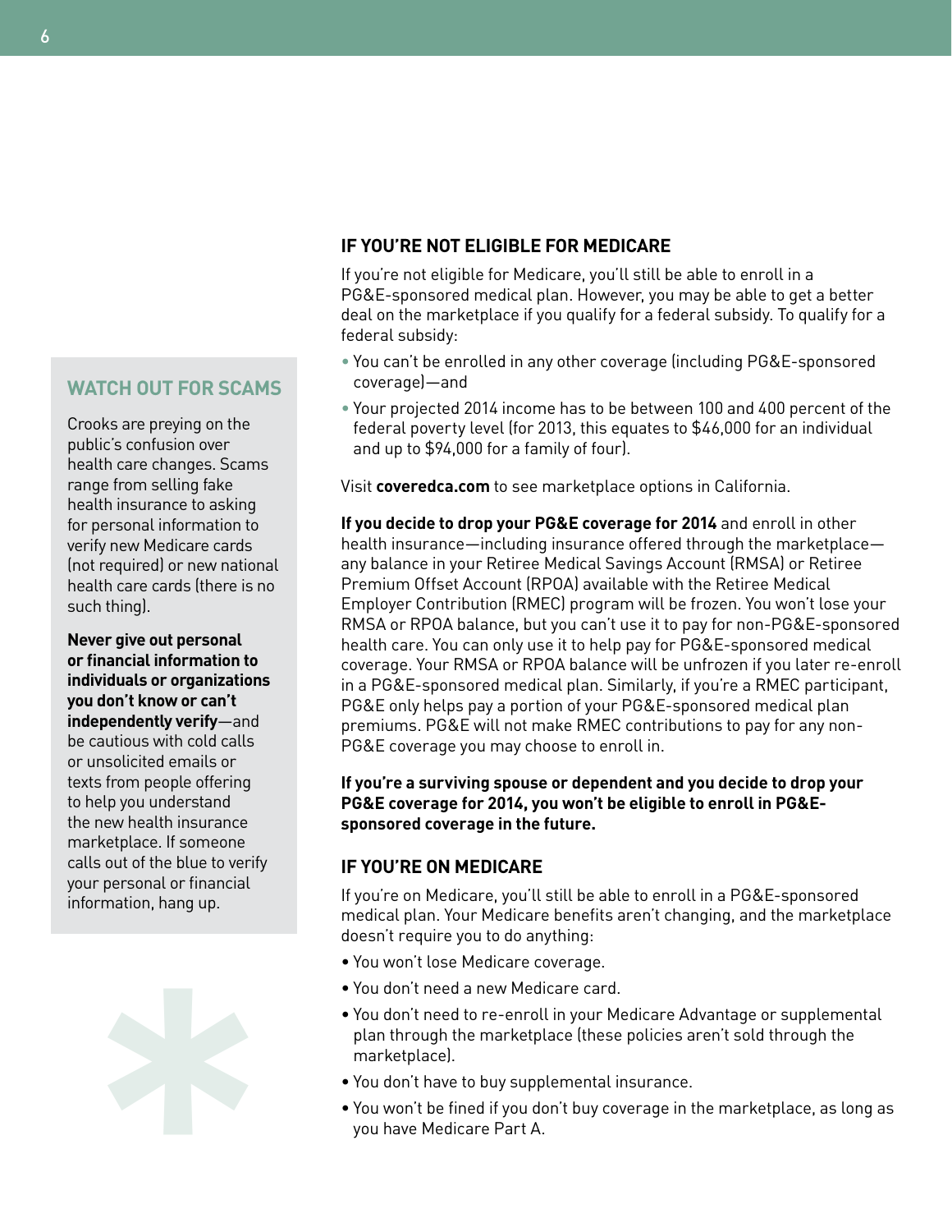## IF YOU'RE NOT ELIGIBLE FOR MEDICARE

If you're not eligible for Medicare, you'll still be able to enroll in a PG&E-sponsored medical plan. However, you may be able to get a better deal on the marketplace if you qualify for a federal subsidy. To qualify for a federal subsidy:

- You can't be enrolled in any other coverage (including PG&E-sponsored coverage)—and
- Your projected 2014 income has to be between 100 and 400 percent of the federal poverty level (for 2013, this equates to $46,000 for an individual and up to $94,000 for a family of four).

Visit **coveredca.com** to see marketplace options in California.

**If you decide to drop your PG&E coverage for 2014** and enroll in other health insurance—including insurance offered through the marketplace—any balance in your Retiree Medical Savings Account (RMSA) or Retiree Premium Offset Account (RPOA) available with the Retiree Medical Employer Contribution (RMEC) program will be frozen. You won't lose your RMSA or RPOA balance, but you can't use it to pay for non-PG&E-sponsored health care. You can only use it to help pay for PG&E-sponsored medical coverage. Your RMSA or RPOA balance will be unfrozen if you later re-enroll in a PG&E-sponsored medical plan. Similarly, if you're a RMEC participant, PG&E only helps pay a portion of your PG&E-sponsored medical plan premiums. PG&E will not make RMEC contributions to pay for any non-PG&E coverage you may choose to enroll in.

**If you're a surviving spouse or dependent and you decide to drop your PG&E coverage for 2014, you won't be eligible to enroll in PG&E-sponsored coverage in the future.**

## IF YOU'RE ON MEDICARE

If you're on Medicare, you'll still be able to enroll in a PG&E-sponsored medical plan. Your Medicare benefits aren't changing, and the marketplace doesn't require you to do anything:

- You won't lose Medicare coverage.
- You don't need a new Medicare card.
- You don't need to re-enroll in your Medicare Advantage or supplemental plan through the marketplace (these policies aren't sold through the marketplace).
- You don't have to buy supplemental insurance.
- You won't be fined if you don't buy coverage in the marketplace, as long as you have Medicare Part A.

## WATCH OUT FOR SCAMS

Crooks are preying on the public's confusion over health care changes. Scams range from selling fake health insurance to asking for personal information to verify new Medicare cards (not required) or new national health care cards (there is no such thing).

**Never give out personal or financial information to individuals or organizations you don't know or can't independently verify**—and be cautious with cold calls or unsolicited emails or texts from people offering to help you understand the new health insurance marketplace. If someone calls out of the blue to verify your personal or financial information, hang up.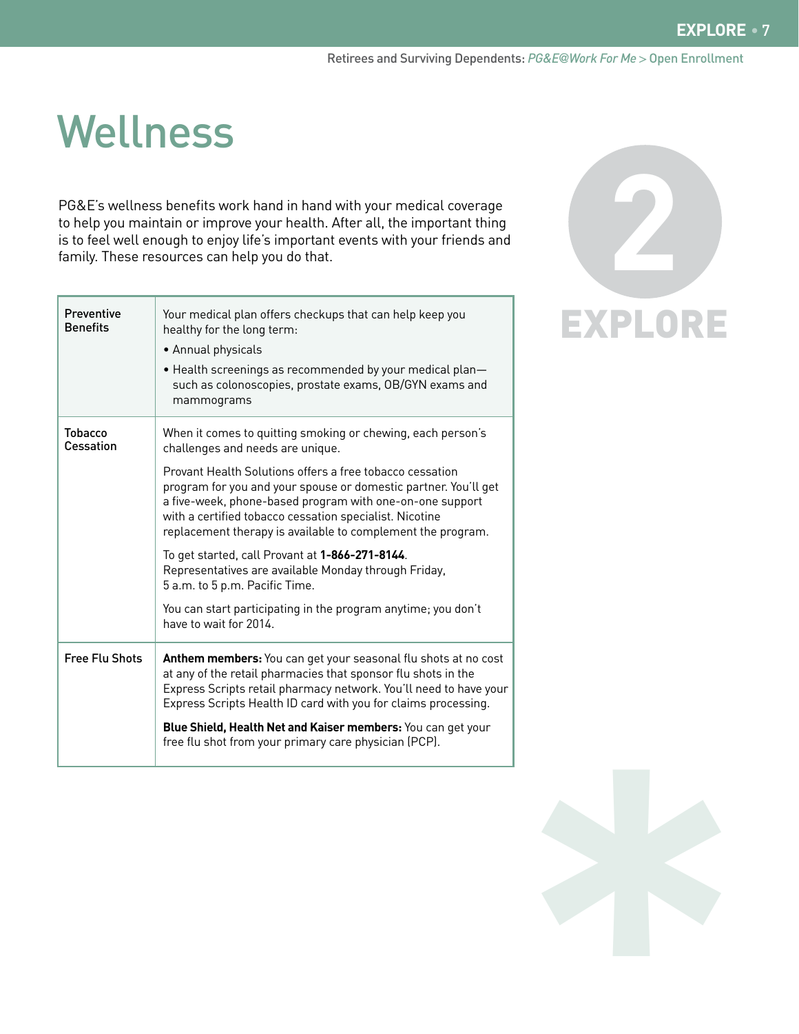# Wellness

PG&E's wellness benefits work hand in hand with your medical coverage to help you maintain or improve your health. After all, the important thing is to feel well enough to enjoy life's important events with your friends and family. These resources can help you do that.

| | |
|---|---|
| Preventive Benefits | Your medical plan offers checkups that can help keep you healthy for the long term:<br>• Annual physicals<br>• Health screenings as recommended by your medical plan—such as colonoscopies, prostate exams, OB/GYN exams and mammograms |
| Tobacco Cessation | When it comes to quitting smoking or chewing, each person's challenges and needs are unique.<br><br>Provant Health Solutions offers a free tobacco cessation program for you and your spouse or domestic partner. You'll get a five-week, phone-based program with one-on-one support with a certified tobacco cessation specialist. Nicotine replacement therapy is available to complement the program.<br><br>To get started, call Provant at **1-866-271-8144**. Representatives are available Monday through Friday, 5 a.m. to 5 p.m. Pacific Time.<br><br>You can start participating in the program anytime; you don't have to wait for 2014. |
| Free Flu Shots | **Anthem members:** You can get your seasonal flu shots at no cost at any of the retail pharmacies that sponsor flu shots in the Express Scripts retail pharmacy network. You'll need to have your Express Scripts Health ID card with you for claims processing.<br><br>**Blue Shield, Health Net and Kaiser members:** You can get your free flu shot from your primary care physician (PCP). |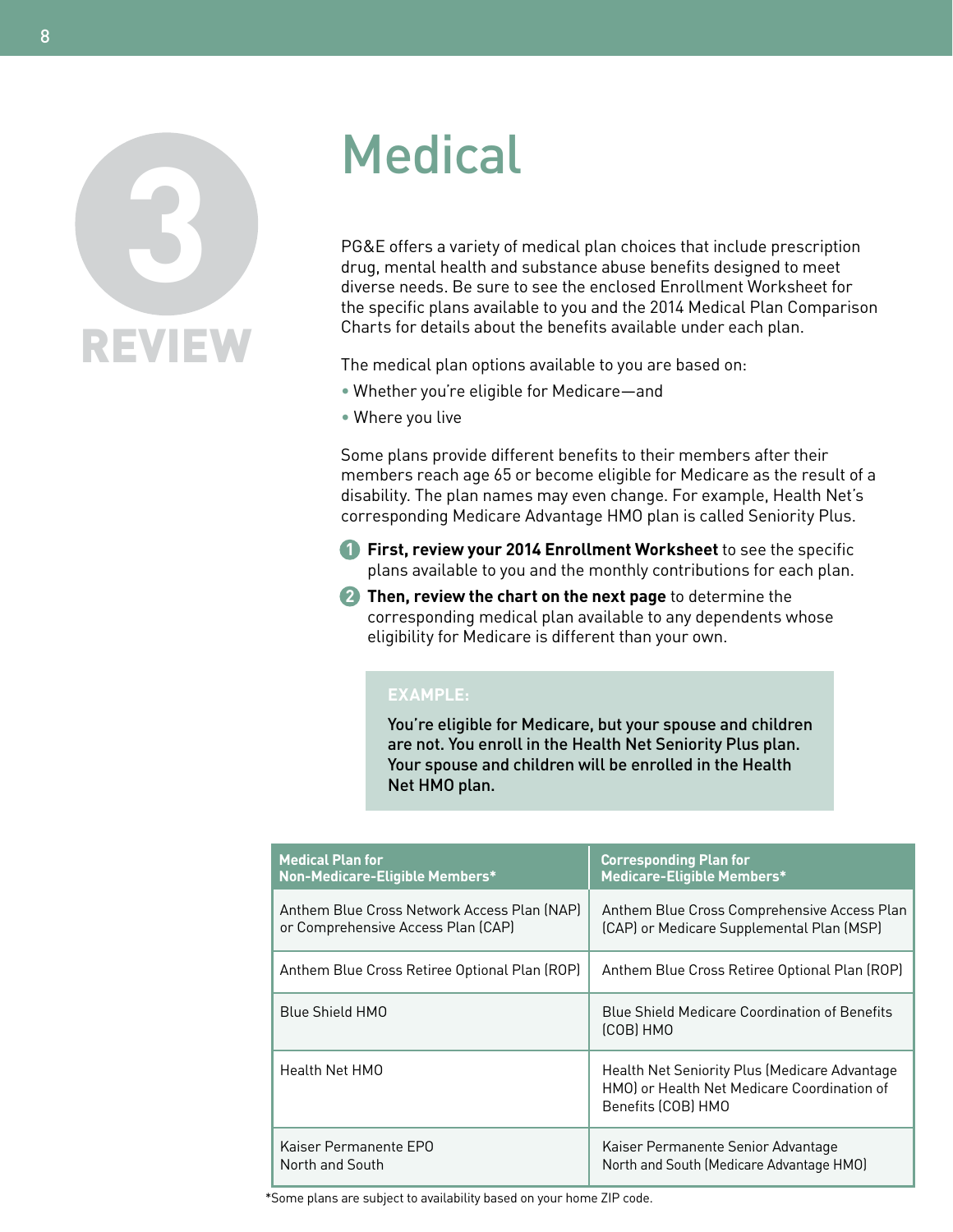3 REVIEW

# Medical

PG&E offers a variety of medical plan choices that include prescription drug, mental health and substance abuse benefits designed to meet diverse needs. Be sure to see the enclosed Enrollment Worksheet for the specific plans available to you and the 2014 Medical Plan Comparison Charts for details about the benefits available under each plan.

The medical plan options available to you are based on:

- Whether you're eligible for Medicare—and
- Where you live

Some plans provide different benefits to their members after their members reach age 65 or become eligible for Medicare as the result of a disability. The plan names may even change. For example, Health Net's corresponding Medicare Advantage HMO plan is called Seniority Plus.

1. **First, review your 2014 Enrollment Worksheet** to see the specific plans available to you and the monthly contributions for each plan.
2. **Then, review the chart on the next page** to determine the corresponding medical plan available to any dependents whose eligibility for Medicare is different than your own.

**EXAMPLE:**

**You're eligible for Medicare, but your spouse and children are not. You enroll in the Health Net Seniority Plus plan. Your spouse and children will be enrolled in the Health Net HMO plan.**

| Medical Plan for Non-Medicare-Eligible Members* | Corresponding Plan for Medicare-Eligible Members* |
|---|---|
| Anthem Blue Cross Network Access Plan (NAP) or Comprehensive Access Plan (CAP) | Anthem Blue Cross Comprehensive Access Plan (CAP) or Medicare Supplemental Plan (MSP) |
| Anthem Blue Cross Retiree Optional Plan (ROP) | Anthem Blue Cross Retiree Optional Plan (ROP) |
| Blue Shield HMO | Blue Shield Medicare Coordination of Benefits (COB) HMO |
| Health Net HMO | Health Net Seniority Plus (Medicare Advantage HMO) or Health Net Medicare Coordination of Benefits (COB) HMO |
| Kaiser Permanente EPO North and South | Kaiser Permanente Senior Advantage North and South (Medicare Advantage HMO) |

*Some plans are subject to availability based on your home ZIP code.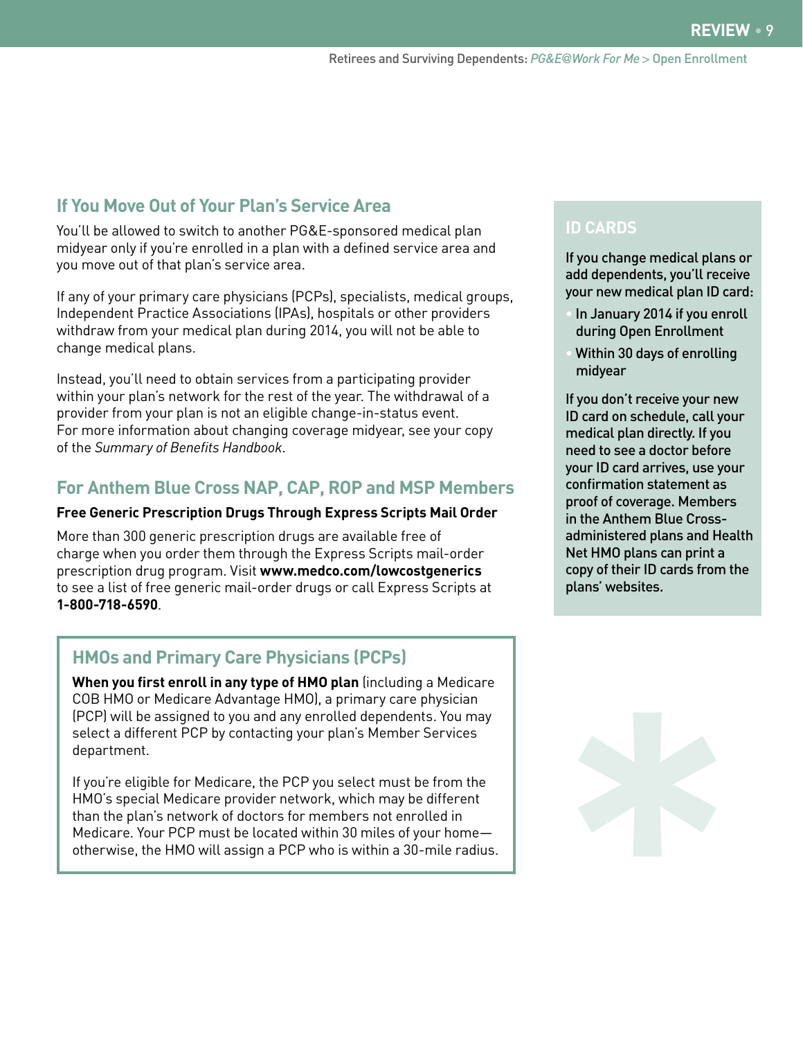## If You Move Out of Your Plan's Service Area

You'll be allowed to switch to another PG&E-sponsored medical plan midyear only if you're enrolled in a plan with a defined service area and you move out of that plan's service area.

If any of your primary care physicians (PCPs), specialists, medical groups, Independent Practice Associations (IPAs), hospitals or other providers withdraw from your medical plan during 2014, you will not be able to change medical plans.

Instead, you'll need to obtain services from a participating provider within your plan's network for the rest of the year. The withdrawal of a provider from your plan is not an eligible change-in-status event. For more information about changing coverage midyear, see your copy of the *Summary of Benefits Handbook*.

## For Anthem Blue Cross NAP, CAP, ROP and MSP Members

**Free Generic Prescription Drugs Through Express Scripts Mail Order**

More than 300 generic prescription drugs are available free of charge when you order them through the Express Scripts mail-order prescription drug program. Visit **www.medco.com/lowcostgenerics** to see a list of free generic mail-order drugs or call Express Scripts at **1-800-718-6590**.

### HMOs and Primary Care Physicians (PCPs)

**When you first enroll in any type of HMO plan** (including a Medicare COB HMO or Medicare Advantage HMO), a primary care physician (PCP) will be assigned to you and any enrolled dependents. You may select a different PCP by contacting your plan's Member Services department.

If you're eligible for Medicare, the PCP you select must be from the HMO's special Medicare provider network, which may be different than the plan's network of doctors for members not enrolled in Medicare. Your PCP must be located within 30 miles of your home—otherwise, the HMO will assign a PCP who is within a 30-mile radius.

### ID CARDS

If you change medical plans or add dependents, you'll receive your new medical plan ID card:

- In January 2014 if you enroll during Open Enrollment
- Within 30 days of enrolling midyear

If you don't receive your new ID card on schedule, call your medical plan directly. If you need to see a doctor before your ID card arrives, use your confirmation statement as proof of coverage. Members in the Anthem Blue Cross-administered plans and Health Net HMO plans can print a copy of their ID cards from the plans' websites.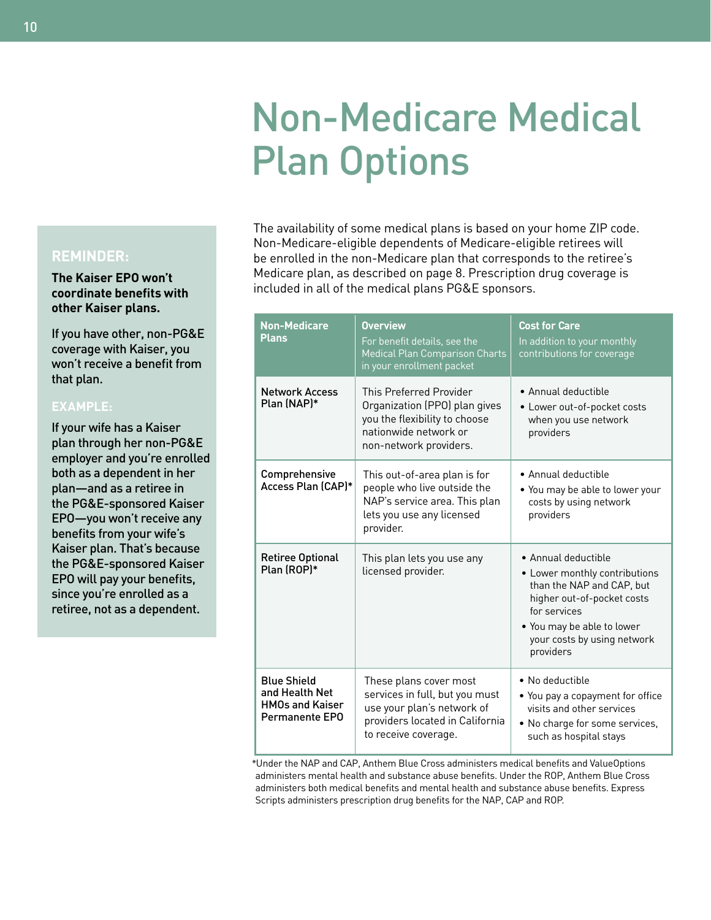# Non-Medicare Medical Plan Options

The availability of some medical plans is based on your home ZIP code. Non-Medicare-eligible dependents of Medicare-eligible retirees will be enrolled in the non-Medicare plan that corresponds to the retiree's Medicare plan, as described on page 8. Prescription drug coverage is included in all of the medical plans PG&E sponsors.

| Non-Medicare Plans | Overview<br>For benefit details, see the Medical Plan Comparison Charts in your enrollment packet | Cost for Care<br>In addition to your monthly contributions for coverage |
|---|---|---|
| Network Access Plan (NAP)* | This Preferred Provider Organization (PPO) plan gives you the flexibility to choose nationwide network or non-network providers. | • Annual deductible<br>• Lower out-of-pocket costs when you use network providers |
| Comprehensive Access Plan (CAP)* | This out-of-area plan is for people who live outside the NAP's service area. This plan lets you use any licensed provider. | • Annual deductible<br>• You may be able to lower your costs by using network providers |
| Retiree Optional Plan (ROP)* | This plan lets you use any licensed provider. | • Annual deductible<br>• Lower monthly contributions than the NAP and CAP, but higher out-of-pocket costs for services<br>• You may be able to lower your costs by using network providers |
| Blue Shield and Health Net HMOs and Kaiser Permanente EPO | These plans cover most services in full, but you must use your plan's network of providers located in California to receive coverage. | • No deductible<br>• You pay a copayment for office visits and other services<br>• No charge for some services, such as hospital stays |

*Under the NAP and CAP, Anthem Blue Cross administers medical benefits and ValueOptions administers mental health and substance abuse benefits. Under the ROP, Anthem Blue Cross administers both medical benefits and mental health and substance abuse benefits. Express Scripts administers prescription drug benefits for the NAP, CAP and ROP.

**REMINDER:**

**The Kaiser EPO won't coordinate benefits with other Kaiser plans.**

If you have other, non-PG&E coverage with Kaiser, you won't receive a benefit from that plan.

**EXAMPLE:**

If your wife has a Kaiser plan through her non-PG&E employer and you're enrolled both as a dependent in her plan—and as a retiree in the PG&E-sponsored Kaiser EPO—you won't receive any benefits from your wife's Kaiser plan. That's because the PG&E-sponsored Kaiser EPO will pay your benefits, since you're enrolled as a retiree, not as a dependent.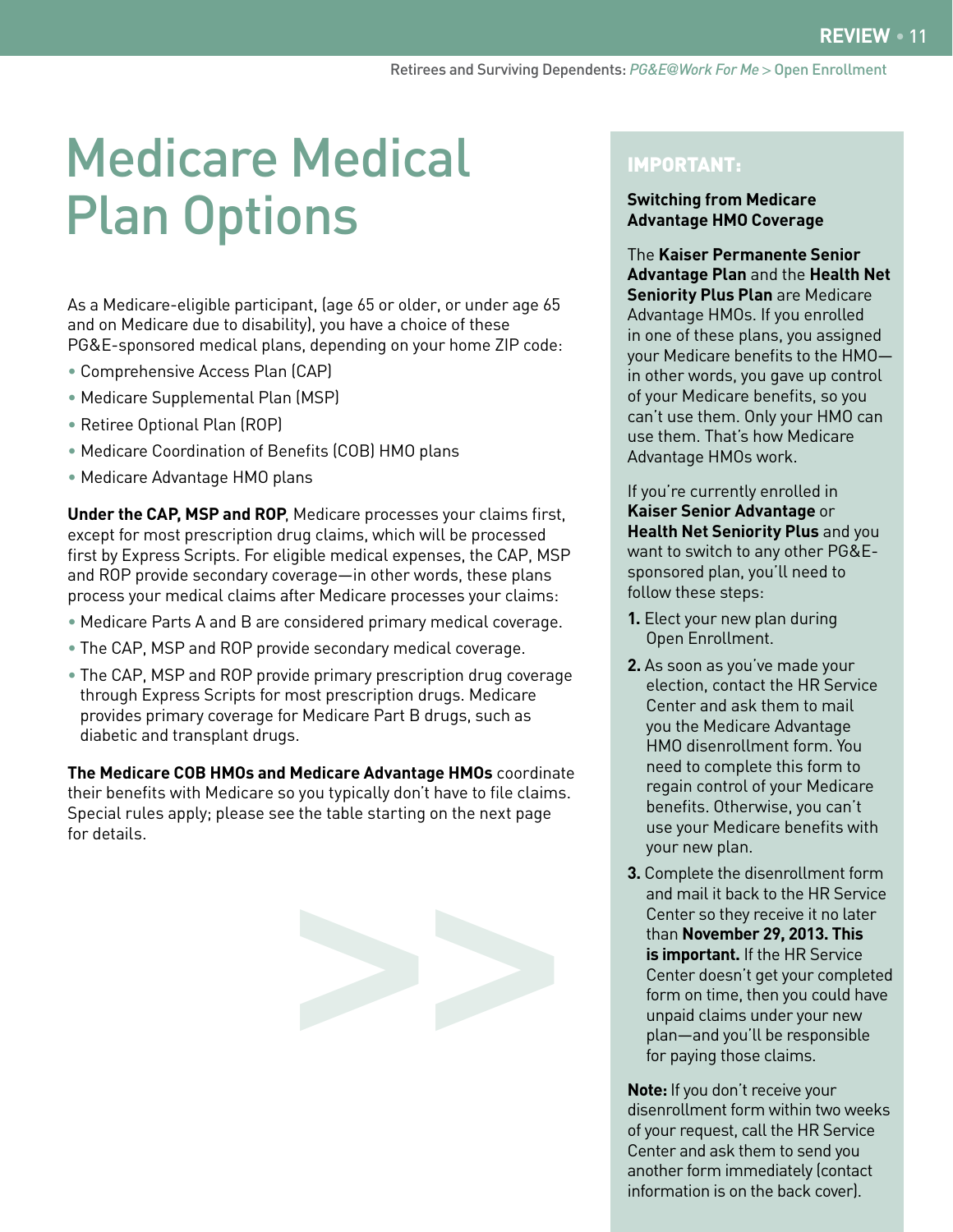# Medicare Medical Plan Options

As a Medicare-eligible participant, (age 65 or older, or under age 65 and on Medicare due to disability), you have a choice of these PG&E-sponsored medical plans, depending on your home ZIP code:

- Comprehensive Access Plan (CAP)
- Medicare Supplemental Plan (MSP)
- Retiree Optional Plan (ROP)
- Medicare Coordination of Benefits (COB) HMO plans
- Medicare Advantage HMO plans

**Under the CAP, MSP and ROP**, Medicare processes your claims first, except for most prescription drug claims, which will be processed first by Express Scripts. For eligible medical expenses, the CAP, MSP and ROP provide secondary coverage—in other words, these plans process your medical claims after Medicare processes your claims:

- Medicare Parts A and B are considered primary medical coverage.
- The CAP, MSP and ROP provide secondary medical coverage.
- The CAP, MSP and ROP provide primary prescription drug coverage through Express Scripts for most prescription drugs. Medicare provides primary coverage for Medicare Part B drugs, such as diabetic and transplant drugs.

**The Medicare COB HMOs and Medicare Advantage HMOs** coordinate their benefits with Medicare so you typically don't have to file claims. Special rules apply; please see the table starting on the next page for details.

## IMPORTANT:

**Switching from Medicare Advantage HMO Coverage**

The **Kaiser Permanente Senior Advantage Plan** and the **Health Net Seniority Plus Plan** are Medicare Advantage HMOs. If you enrolled in one of these plans, you assigned your Medicare benefits to the HMO—in other words, you gave up control of your Medicare benefits, so you can't use them. Only your HMO can use them. That's how Medicare Advantage HMOs work.

If you're currently enrolled in **Kaiser Senior Advantage** or **Health Net Seniority Plus** and you want to switch to any other PG&E-sponsored plan, you'll need to follow these steps:

1. Elect your new plan during Open Enrollment.
2. As soon as you've made your election, contact the HR Service Center and ask them to mail you the Medicare Advantage HMO disenrollment form. You need to complete this form to regain control of your Medicare benefits. Otherwise, you can't use your Medicare benefits with your new plan.
3. Complete the disenrollment form and mail it back to the HR Service Center so they receive it no later than **November 29, 2013. This is important.** If the HR Service Center doesn't get your completed form on time, then you could have unpaid claims under your new plan—and you'll be responsible for paying those claims.

**Note:** If you don't receive your disenrollment form within two weeks of your request, call the HR Service Center and ask them to send you another form immediately (contact information is on the back cover).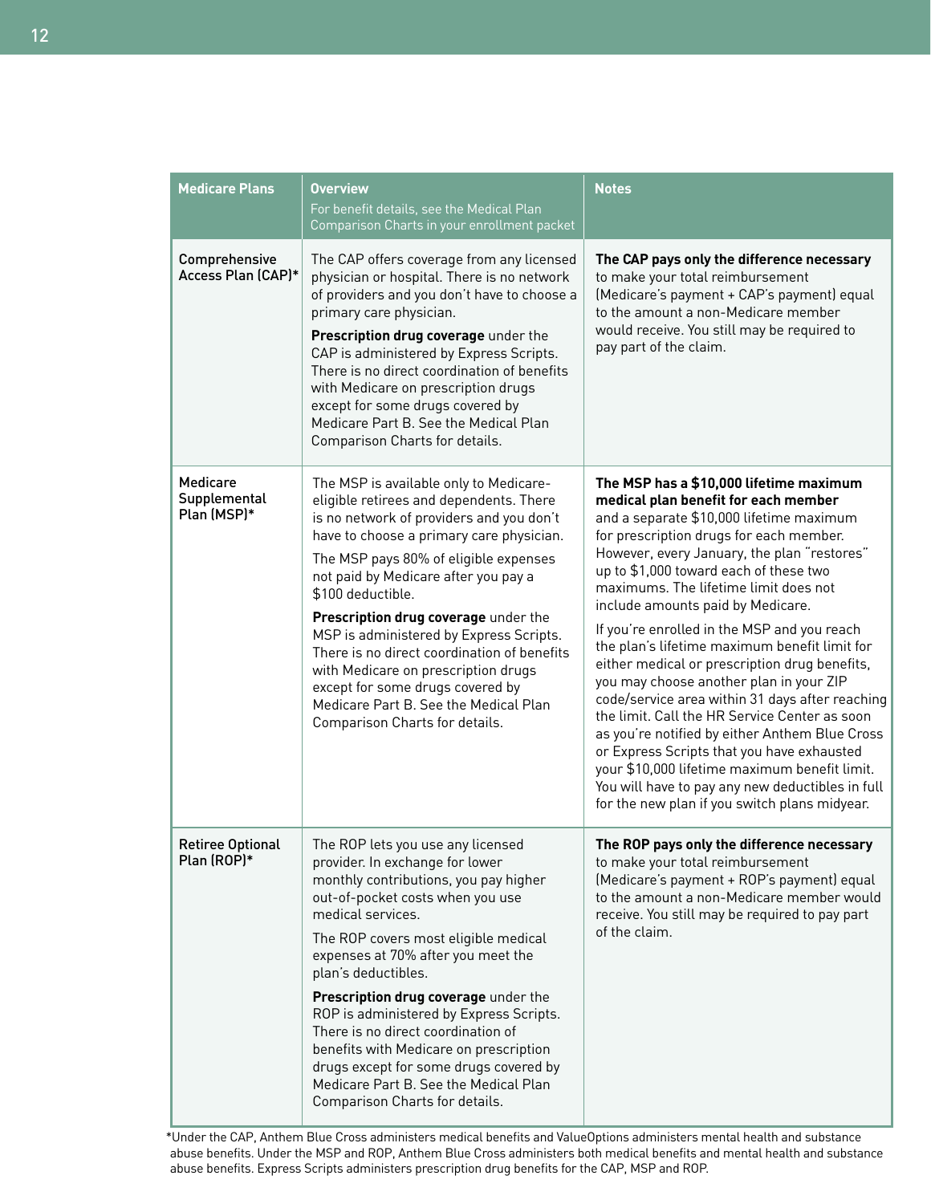| Medicare Plans | Overview<br>For benefit details, see the Medical Plan Comparison Charts in your enrollment packet | Notes |
|---|---|---|
| Comprehensive Access Plan (CAP)* | The CAP offers coverage from any licensed physician or hospital. There is no network of providers and you don't have to choose a primary care physician.<br><br>**Prescription drug coverage** under the CAP is administered by Express Scripts. There is no direct coordination of benefits with Medicare on prescription drugs except for some drugs covered by Medicare Part B. See the Medical Plan Comparison Charts for details. | **The CAP pays only the difference necessary** to make your total reimbursement (Medicare's payment + CAP's payment) equal to the amount a non-Medicare member would receive. You still may be required to pay part of the claim. |
| Medicare Supplemental Plan (MSP)* | The MSP is available only to Medicare-eligible retirees and dependents. There is no network of providers and you don't have to choose a primary care physician.<br><br>The MSP pays 80% of eligible expenses not paid by Medicare after you pay a $100 deductible.<br><br>**Prescription drug coverage** under the MSP is administered by Express Scripts. There is no direct coordination of benefits with Medicare on prescription drugs except for some drugs covered by Medicare Part B. See the Medical Plan Comparison Charts for details. | **The MSP has a $10,000 lifetime maximum medical plan benefit for each member** and a separate $10,000 lifetime maximum for prescription drugs for each member. However, every January, the plan "restores" up to $1,000 toward each of these two maximums. The lifetime limit does not include amounts paid by Medicare.<br><br>If you're enrolled in the MSP and you reach the plan's lifetime maximum benefit limit for either medical or prescription drug benefits, you may choose another plan in your ZIP code/service area within 31 days after reaching the limit. Call the HR Service Center as soon as you're notified by either Anthem Blue Cross or Express Scripts that you have exhausted your $10,000 lifetime maximum benefit limit. You will have to pay any new deductibles in full for the new plan if you switch plans midyear. |
| Retiree Optional Plan (ROP)* | The ROP lets you use any licensed provider. In exchange for lower monthly contributions, you pay higher out-of-pocket costs when you use medical services.<br><br>The ROP covers most eligible medical expenses at 70% after you meet the plan's deductibles.<br><br>**Prescription drug coverage** under the ROP is administered by Express Scripts. There is no direct coordination of benefits with Medicare on prescription drugs except for some drugs covered by Medicare Part B. See the Medical Plan Comparison Charts for details. | **The ROP pays only the difference necessary** to make your total reimbursement (Medicare's payment + ROP's payment) equal to the amount a non-Medicare member would receive. You still may be required to pay part of the claim. |

*Under the CAP, Anthem Blue Cross administers medical benefits and ValueOptions administers mental health and substance abuse benefits. Under the MSP and ROP, Anthem Blue Cross administers both medical benefits and mental health and substance abuse benefits. Express Scripts administers prescription drug benefits for the CAP, MSP and ROP.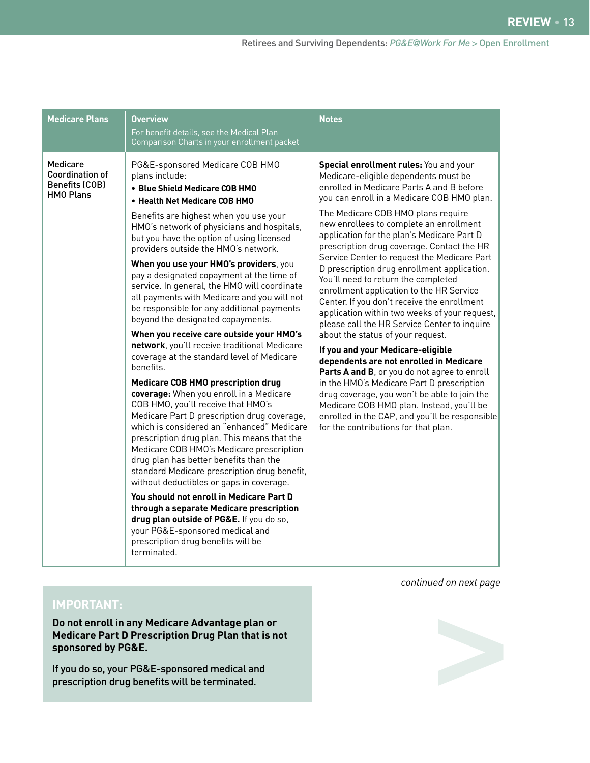| Medicare Plans | Overview<br>For benefit details, see the Medical Plan Comparison Charts in your enrollment packet | Notes |
|---|---|---|
| Medicare Coordination of Benefits (COB) HMO Plans | PG&E-sponsored Medicare COB HMO plans include:<br>• **Blue Shield Medicare COB HMO**<br>• **Health Net Medicare COB HMO**<br><br>Benefits are highest when you use your HMO's network of physicians and hospitals, but you have the option of using licensed providers outside the HMO's network.<br><br>**When you use your HMO's providers**, you pay a designated copayment at the time of service. In general, the HMO will coordinate all payments with Medicare and you will not be responsible for any additional payments beyond the designated copayments.<br><br>**When you receive care outside your HMO's network**, you'll receive traditional Medicare coverage at the standard level of Medicare benefits.<br><br>**Medicare COB HMO prescription drug coverage:** When you enroll in a Medicare COB HMO, you'll receive that HMO's Medicare Part D prescription drug coverage, which is considered an "enhanced" Medicare prescription drug plan. This means that the Medicare COB HMO's Medicare prescription drug plan has better benefits than the standard Medicare prescription drug benefit, without deductibles or gaps in coverage.<br><br>**You should not enroll in Medicare Part D through a separate Medicare prescription drug plan outside of PG&E.** If you do so, your PG&E-sponsored medical and prescription drug benefits will be terminated. | **Special enrollment rules:** You and your Medicare-eligible dependents must be enrolled in Medicare Parts A and B before you can enroll in a Medicare COB HMO plan.<br><br>The Medicare COB HMO plans require new enrollees to complete an enrollment application for the plan's Medicare Part D prescription drug coverage. Contact the HR Service Center to request the Medicare Part D prescription drug enrollment application. You'll need to return the completed enrollment application to the HR Service Center. If you don't receive the enrollment application within two weeks of your request, please call the HR Service Center to inquire about the status of your request.<br><br>**If you and your Medicare-eligible dependents are not enrolled in Medicare Parts A and B**, or you do not agree to enroll in the HMO's Medicare Part D prescription drug coverage, you won't be able to join the Medicare COB HMO plan. Instead, you'll be enrolled in the CAP, and you'll be responsible for the contributions for that plan. |

*continued on next page*

## IMPORTANT:

**Do not enroll in any Medicare Advantage plan or Medicare Part D Prescription Drug Plan that is not sponsored by PG&E.**

**If you do so, your PG&E-sponsored medical and prescription drug benefits will be terminated.**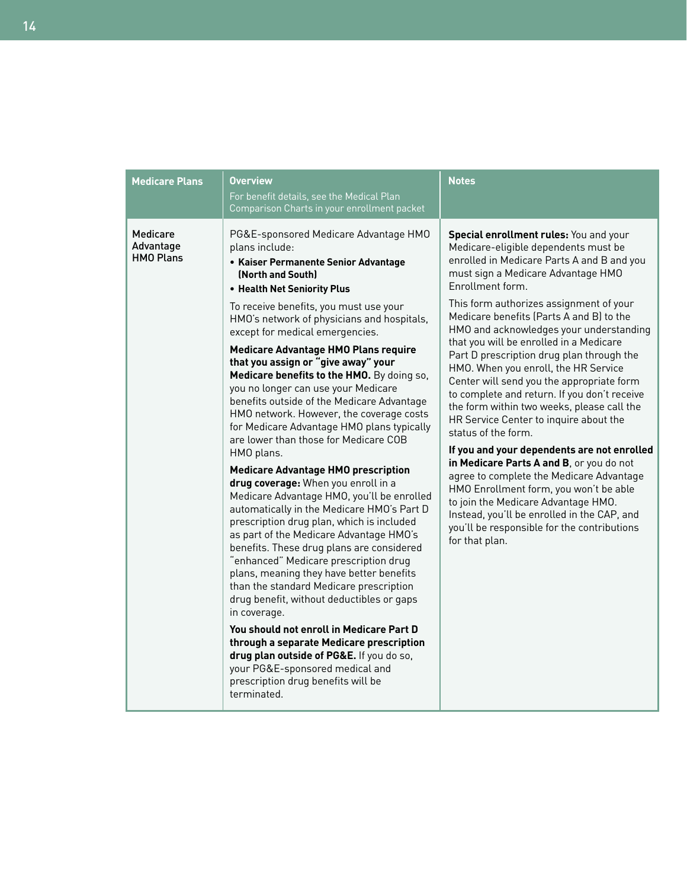| Medicare Plans | Overview<br>For benefit details, see the Medical Plan Comparison Charts in your enrollment packet | Notes |
|---|---|---|
| Medicare Advantage HMO Plans | PG&E-sponsored Medicare Advantage HMO plans include:<br>• **Kaiser Permanente Senior Advantage (North and South)**<br>• **Health Net Seniority Plus**<br><br>To receive benefits, you must use your HMO's network of physicians and hospitals, except for medical emergencies.<br><br>**Medicare Advantage HMO Plans require that you assign or "give away" your Medicare benefits to the HMO.** By doing so, you no longer can use your Medicare benefits outside of the Medicare Advantage HMO network. However, the coverage costs for Medicare Advantage HMO plans typically are lower than those for Medicare COB HMO plans.<br><br>**Medicare Advantage HMO prescription drug coverage:** When you enroll in a Medicare Advantage HMO, you'll be enrolled automatically in the Medicare HMO's Part D prescription drug plan, which is included as part of the Medicare Advantage HMO's benefits. These drug plans are considered "enhanced" Medicare prescription drug plans, meaning they have better benefits than the standard Medicare prescription drug benefit, without deductibles or gaps in coverage.<br><br>**You should not enroll in Medicare Part D through a separate Medicare prescription drug plan outside of PG&E.** If you do so, your PG&E-sponsored medical and prescription drug benefits will be terminated. | **Special enrollment rules:** You and your Medicare-eligible dependents must be enrolled in Medicare Parts A and B and you must sign a Medicare Advantage HMO Enrollment form.<br><br>This form authorizes assignment of your Medicare benefits (Parts A and B) to the HMO and acknowledges your understanding that you will be enrolled in a Medicare Part D prescription drug plan through the HMO. When you enroll, the HR Service Center will send you the appropriate form to complete and return. If you don't receive the form within two weeks, please call the HR Service Center to inquire about the status of the form.<br><br>**If you and your dependents are not enrolled in Medicare Parts A and B**, or you do not agree to complete the Medicare Advantage HMO Enrollment form, you won't be able to join the Medicare Advantage HMO. Instead, you'll be enrolled in the CAP, and you'll be responsible for the contributions for that plan. |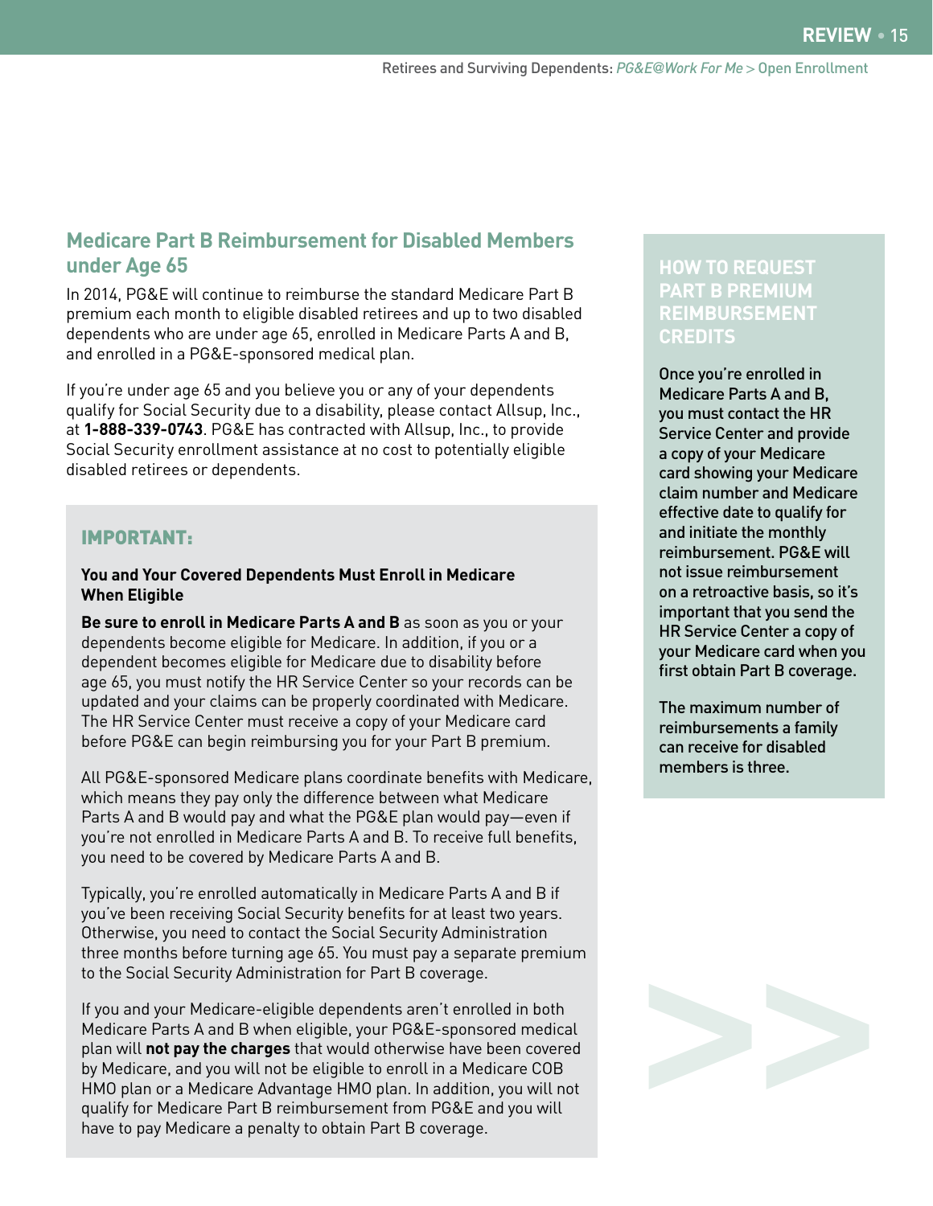## Medicare Part B Reimbursement for Disabled Members under Age 65

In 2014, PG&E will continue to reimburse the standard Medicare Part B premium each month to eligible disabled retirees and up to two disabled dependents who are under age 65, enrolled in Medicare Parts A and B, and enrolled in a PG&E-sponsored medical plan.

If you're under age 65 and you believe you or any of your dependents qualify for Social Security due to a disability, please contact Allsup, Inc., at **1-888-339-0743**. PG&E has contracted with Allsup, Inc., to provide Social Security enrollment assistance at no cost to potentially eligible disabled retirees or dependents.

### IMPORTANT:

**You and Your Covered Dependents Must Enroll in Medicare When Eligible**

**Be sure to enroll in Medicare Parts A and B** as soon as you or your dependents become eligible for Medicare. In addition, if you or a dependent becomes eligible for Medicare due to disability before age 65, you must notify the HR Service Center so your records can be updated and your claims can be properly coordinated with Medicare. The HR Service Center must receive a copy of your Medicare card before PG&E can begin reimbursing you for your Part B premium.

All PG&E-sponsored Medicare plans coordinate benefits with Medicare, which means they pay only the difference between what Medicare Parts A and B would pay and what the PG&E plan would pay—even if you're not enrolled in Medicare Parts A and B. To receive full benefits, you need to be covered by Medicare Parts A and B.

Typically, you're enrolled automatically in Medicare Parts A and B if you've been receiving Social Security benefits for at least two years. Otherwise, you need to contact the Social Security Administration three months before turning age 65. You must pay a separate premium to the Social Security Administration for Part B coverage.

If you and your Medicare-eligible dependents aren't enrolled in both Medicare Parts A and B when eligible, your PG&E-sponsored medical plan will **not pay the charges** that would otherwise have been covered by Medicare, and you will not be eligible to enroll in a Medicare COB HMO plan or a Medicare Advantage HMO plan. In addition, you will not qualify for Medicare Part B reimbursement from PG&E and you will have to pay Medicare a penalty to obtain Part B coverage.

### HOW TO REQUEST PART B PREMIUM REIMBURSEMENT CREDITS

Once you're enrolled in Medicare Parts A and B, you must contact the HR Service Center and provide a copy of your Medicare card showing your Medicare claim number and Medicare effective date to qualify for and initiate the monthly reimbursement. PG&E will not issue reimbursement on a retroactive basis, so it's important that you send the HR Service Center a copy of your Medicare card when you first obtain Part B coverage.

The maximum number of reimbursements a family can receive for disabled members is three.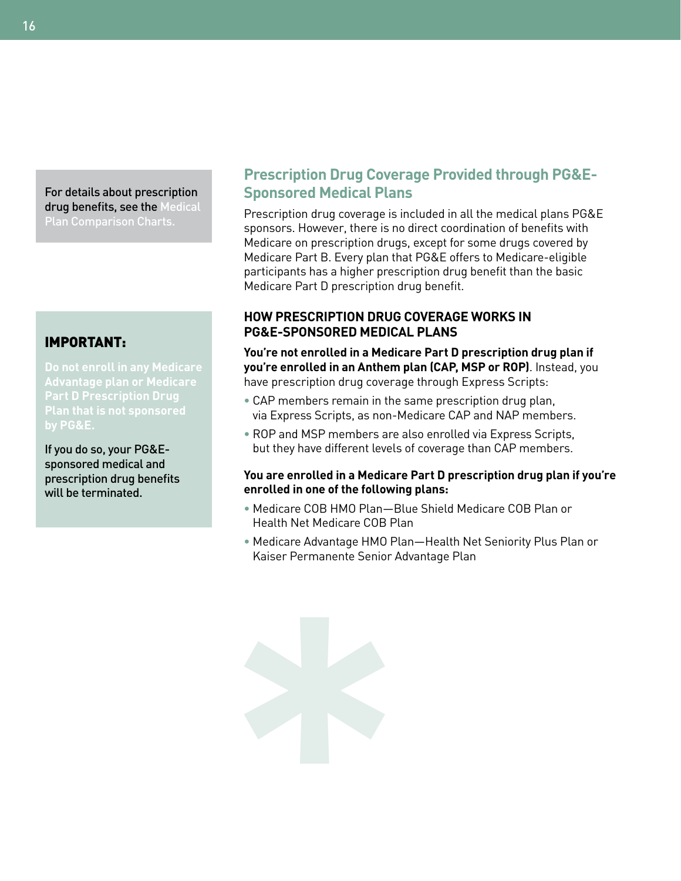For details about prescription drug benefits, see the Medical Plan Comparison Charts.

**IMPORTANT:**

**Do not enroll in any Medicare Advantage plan or Medicare Part D Prescription Drug Plan that is not sponsored by PG&E.**

If you do so, your PG&E-sponsored medical and prescription drug benefits will be terminated.

## Prescription Drug Coverage Provided through PG&E-Sponsored Medical Plans

Prescription drug coverage is included in all the medical plans PG&E sponsors. However, there is no direct coordination of benefits with Medicare on prescription drugs, except for some drugs covered by Medicare Part B. Every plan that PG&E offers to Medicare-eligible participants has a higher prescription drug benefit than the basic Medicare Part D prescription drug benefit.

### HOW PRESCRIPTION DRUG COVERAGE WORKS IN PG&E-SPONSORED MEDICAL PLANS

**You're not enrolled in a Medicare Part D prescription drug plan if you're enrolled in an Anthem plan (CAP, MSP or ROP)**. Instead, you have prescription drug coverage through Express Scripts:

- CAP members remain in the same prescription drug plan, via Express Scripts, as non-Medicare CAP and NAP members.
- ROP and MSP members are also enrolled via Express Scripts, but they have different levels of coverage than CAP members.

**You are enrolled in a Medicare Part D prescription drug plan if you're enrolled in one of the following plans:**

- Medicare COB HMO Plan—Blue Shield Medicare COB Plan or Health Net Medicare COB Plan
- Medicare Advantage HMO Plan—Health Net Seniority Plus Plan or Kaiser Permanente Senior Advantage Plan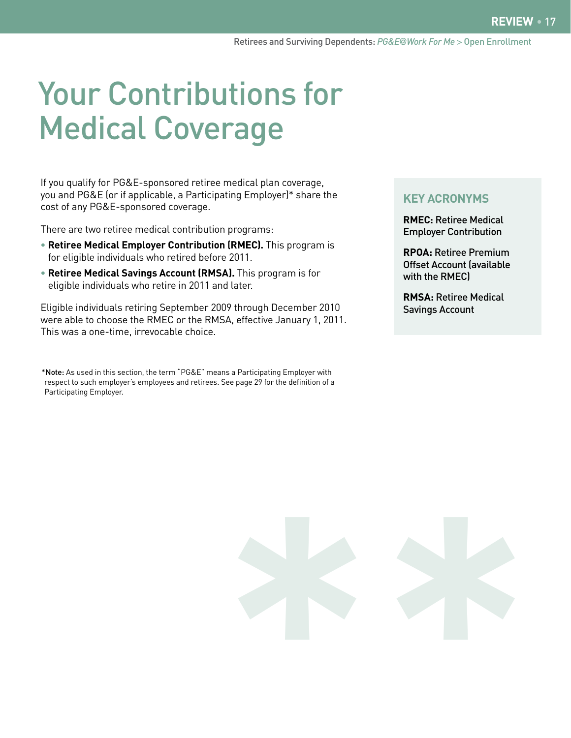# Your Contributions for Medical Coverage

If you qualify for PG&E-sponsored retiree medical plan coverage, you and PG&E (or if applicable, a Participating Employer)* share the cost of any PG&E-sponsored coverage.

There are two retiree medical contribution programs:

- **Retiree Medical Employer Contribution (RMEC).** This program is for eligible individuals who retired before 2011.
- **Retiree Medical Savings Account (RMSA).** This program is for eligible individuals who retire in 2011 and later.

Eligible individuals retiring September 2009 through December 2010 were able to choose the RMEC or the RMSA, effective January 1, 2011. This was a one-time, irrevocable choice.

*Note: As used in this section, the term "PG&E" means a Participating Employer with respect to such employer's employees and retirees. See page 29 for the definition of a Participating Employer.

## KEY ACRONYMS

**RMEC:** Retiree Medical Employer Contribution

**RPOA:** Retiree Premium Offset Account (available with the RMEC)

**RMSA:** Retiree Medical Savings Account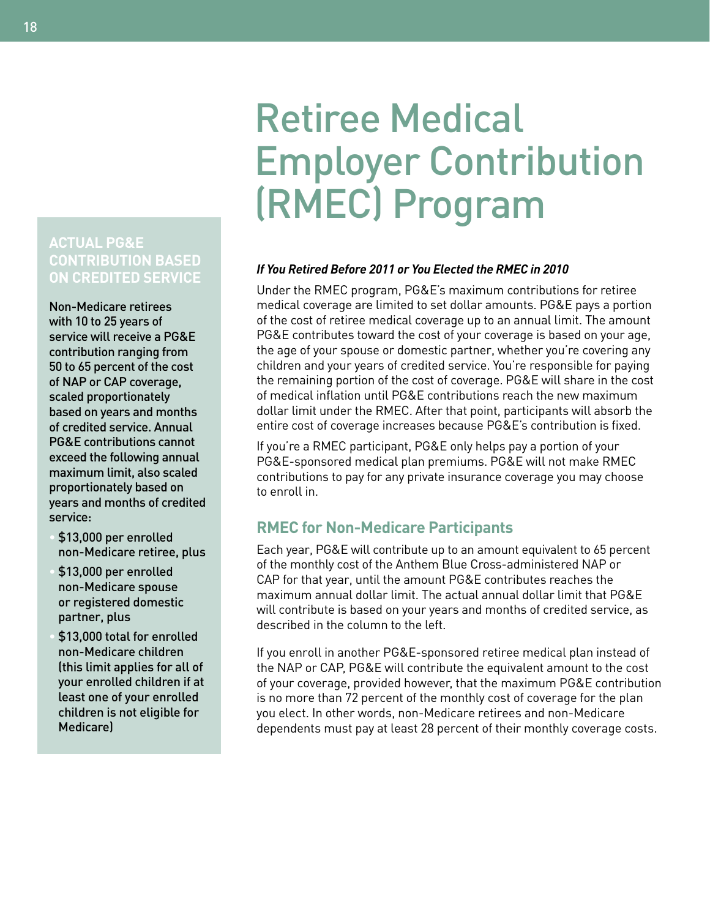# Retiree Medical Employer Contribution (RMEC) Program

***If You Retired Before 2011 or You Elected the RMEC in 2010***

Under the RMEC program, PG&E's maximum contributions for retiree medical coverage are limited to set dollar amounts. PG&E pays a portion of the cost of retiree medical coverage up to an annual limit. The amount PG&E contributes toward the cost of your coverage is based on your age, the age of your spouse or domestic partner, whether you're covering any children and your years of credited service. You're responsible for paying the remaining portion of the cost of coverage. PG&E will share in the cost of medical inflation until PG&E contributions reach the new maximum dollar limit under the RMEC. After that point, participants will absorb the entire cost of coverage increases because PG&E's contribution is fixed.

If you're a RMEC participant, PG&E only helps pay a portion of your PG&E-sponsored medical plan premiums. PG&E will not make RMEC contributions to pay for any private insurance coverage you may choose to enroll in.

## RMEC for Non-Medicare Participants

Each year, PG&E will contribute up to an amount equivalent to 65 percent of the monthly cost of the Anthem Blue Cross-administered NAP or CAP for that year, until the amount PG&E contributes reaches the maximum annual dollar limit. The actual annual dollar limit that PG&E will contribute is based on your years and months of credited service, as described in the column to the left.

If you enroll in another PG&E-sponsored retiree medical plan instead of the NAP or CAP, PG&E will contribute the equivalent amount to the cost of your coverage, provided however, that the maximum PG&E contribution is no more than 72 percent of the monthly cost of coverage for the plan you elect. In other words, non-Medicare retirees and non-Medicare dependents must pay at least 28 percent of their monthly coverage costs.

### ACTUAL PG&E CONTRIBUTION BASED ON CREDITED SERVICE

Non-Medicare retirees with 10 to 25 years of service will receive a PG&E contribution ranging from 50 to 65 percent of the cost of NAP or CAP coverage, scaled proportionately based on years and months of credited service. Annual PG&E contributions cannot exceed the following annual maximum limit, also scaled proportionately based on years and months of credited service:

- $13,000 per enrolled non-Medicare retiree, plus
- $13,000 per enrolled non-Medicare spouse or registered domestic partner, plus
- $13,000 total for enrolled non-Medicare children (this limit applies for all of your enrolled children if at least one of your enrolled children is not eligible for Medicare)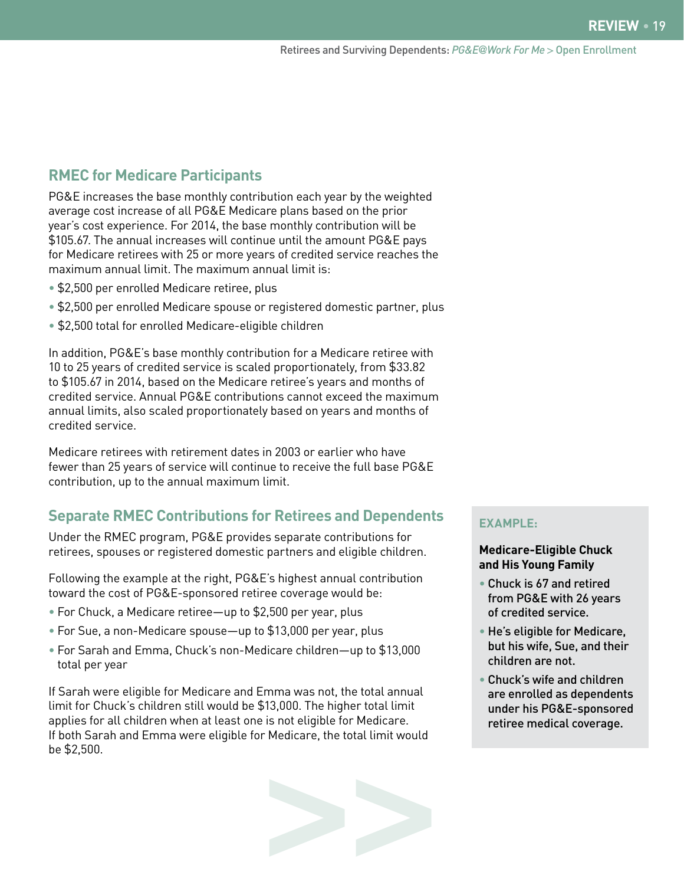## RMEC for Medicare Participants

PG&E increases the base monthly contribution each year by the weighted average cost increase of all PG&E Medicare plans based on the prior year's cost experience. For 2014, the base monthly contribution will be $105.67. The annual increases will continue until the amount PG&E pays for Medicare retirees with 25 or more years of credited service reaches the maximum annual limit. The maximum annual limit is:

- $2,500 per enrolled Medicare retiree, plus
- $2,500 per enrolled Medicare spouse or registered domestic partner, plus
- $2,500 total for enrolled Medicare-eligible children

In addition, PG&E's base monthly contribution for a Medicare retiree with 10 to 25 years of credited service is scaled proportionately, from $33.82 to $105.67 in 2014, based on the Medicare retiree's years and months of credited service. Annual PG&E contributions cannot exceed the maximum annual limits, also scaled proportionately based on years and months of credited service.

Medicare retirees with retirement dates in 2003 or earlier who have fewer than 25 years of service will continue to receive the full base PG&E contribution, up to the annual maximum limit.

## Separate RMEC Contributions for Retirees and Dependents

Under the RMEC program, PG&E provides separate contributions for retirees, spouses or registered domestic partners and eligible children.

Following the example at the right, PG&E's highest annual contribution toward the cost of PG&E-sponsored retiree coverage would be:

- For Chuck, a Medicare retiree—up to $2,500 per year, plus
- For Sue, a non-Medicare spouse—up to $13,000 per year, plus
- For Sarah and Emma, Chuck's non-Medicare children—up to $13,000 total per year

If Sarah were eligible for Medicare and Emma was not, the total annual limit for Chuck's children still would be $13,000. The higher total limit applies for all children when at least one is not eligible for Medicare. If both Sarah and Emma were eligible for Medicare, the total limit would be $2,500.

**EXAMPLE:**

**Medicare-Eligible Chuck and His Young Family**

- **Chuck is 67 and retired from PG&E with 26 years of credited service.**
- **He's eligible for Medicare, but his wife, Sue, and their children are not.**
- **Chuck's wife and children are enrolled as dependents under his PG&E-sponsored retiree medical coverage.**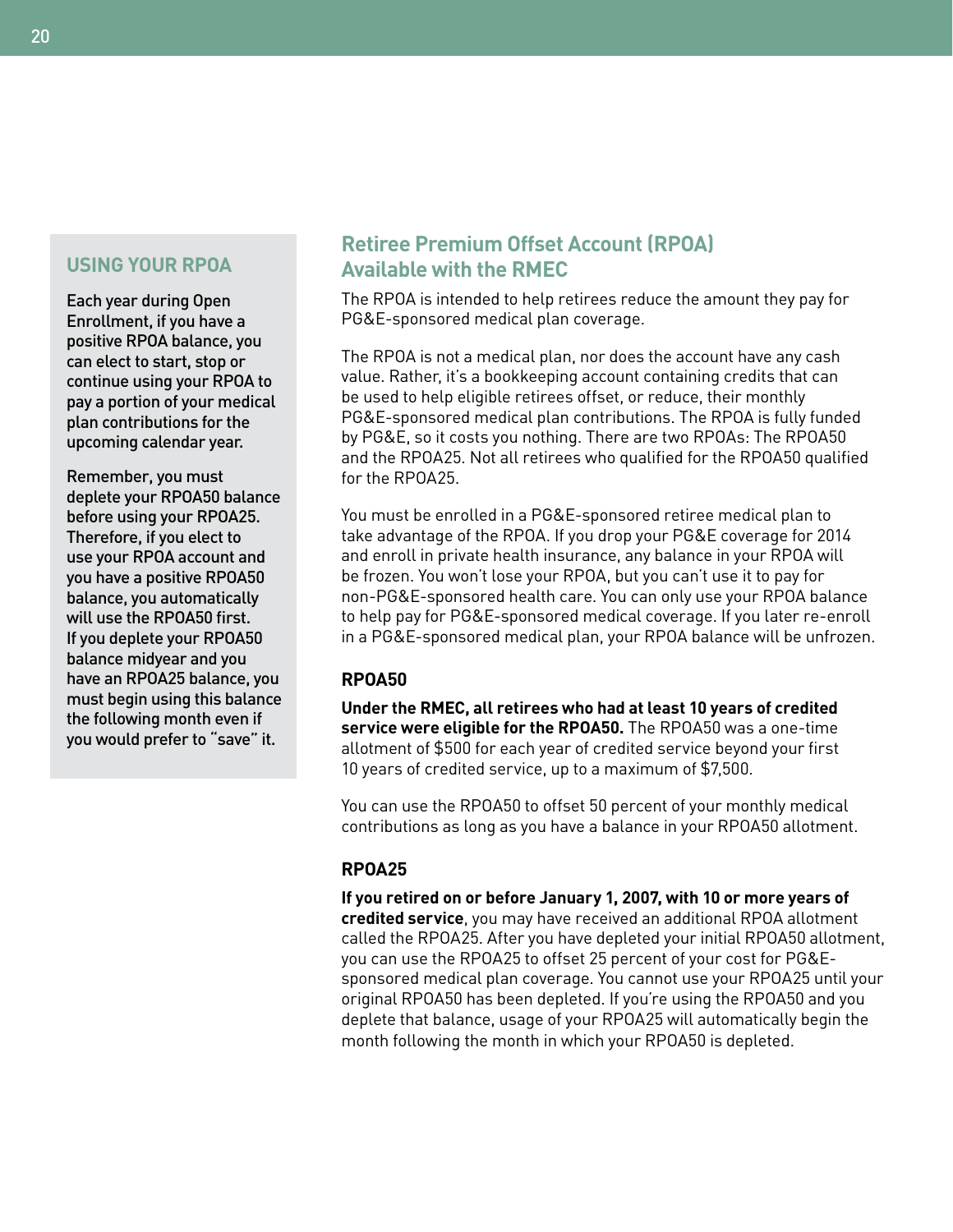## Retiree Premium Offset Account (RPOA) Available with the RMEC

The RPOA is intended to help retirees reduce the amount they pay for PG&E-sponsored medical plan coverage.

The RPOA is not a medical plan, nor does the account have any cash value. Rather, it's a bookkeeping account containing credits that can be used to help eligible retirees offset, or reduce, their monthly PG&E-sponsored medical plan contributions. The RPOA is fully funded by PG&E, so it costs you nothing. There are two RPOAs: The RPOA50 and the RPOA25. Not all retirees who qualified for the RPOA50 qualified for the RPOA25.

You must be enrolled in a PG&E-sponsored retiree medical plan to take advantage of the RPOA. If you drop your PG&E coverage for 2014 and enroll in private health insurance, any balance in your RPOA will be frozen. You won't lose your RPOA, but you can't use it to pay for non-PG&E-sponsored health care. You can only use your RPOA balance to help pay for PG&E-sponsored medical coverage. If you later re-enroll in a PG&E-sponsored medical plan, your RPOA balance will be unfrozen.

### RPOA50

**Under the RMEC, all retirees who had at least 10 years of credited service were eligible for the RPOA50.** The RPOA50 was a one-time allotment of $500 for each year of credited service beyond your first 10 years of credited service, up to a maximum of $7,500.

You can use the RPOA50 to offset 50 percent of your monthly medical contributions as long as you have a balance in your RPOA50 allotment.

### RPOA25

**If you retired on or before January 1, 2007, with 10 or more years of credited service**, you may have received an additional RPOA allotment called the RPOA25. After you have depleted your initial RPOA50 allotment, you can use the RPOA25 to offset 25 percent of your cost for PG&E-sponsored medical plan coverage. You cannot use your RPOA25 until your original RPOA50 has been depleted. If you're using the RPOA50 and you deplete that balance, usage of your RPOA25 will automatically begin the month following the month in which your RPOA50 is depleted.

### USING YOUR RPOA

Each year during Open Enrollment, if you have a positive RPOA balance, you can elect to start, stop or continue using your RPOA to pay a portion of your medical plan contributions for the upcoming calendar year.

Remember, you must deplete your RPOA50 balance before using your RPOA25. Therefore, if you elect to use your RPOA account and you have a positive RPOA50 balance, you automatically will use the RPOA50 first. If you deplete your RPOA50 balance midyear and you have an RPOA25 balance, you must begin using this balance the following month even if you would prefer to "save" it.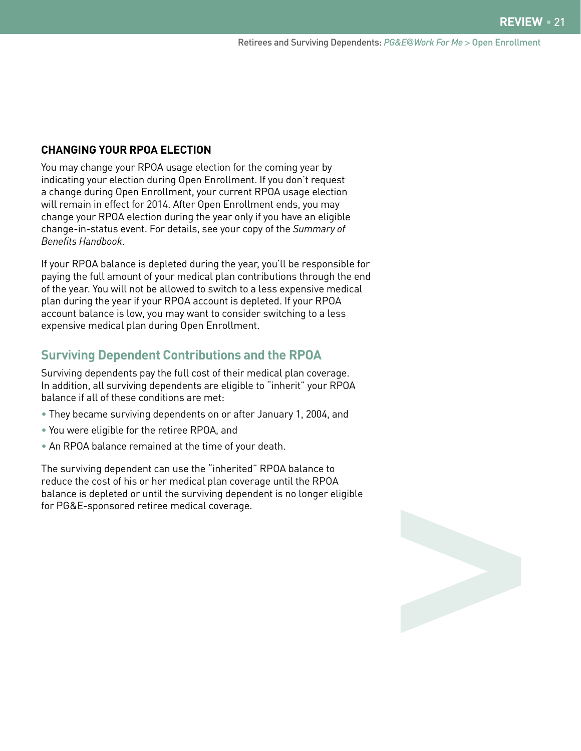### CHANGING YOUR RPOA ELECTION

You may change your RPOA usage election for the coming year by indicating your election during Open Enrollment. If you don't request a change during Open Enrollment, your current RPOA usage election will remain in effect for 2014. After Open Enrollment ends, you may change your RPOA election during the year only if you have an eligible change-in-status event. For details, see your copy of the *Summary of Benefits Handbook*.

If your RPOA balance is depleted during the year, you'll be responsible for paying the full amount of your medical plan contributions through the end of the year. You will not be allowed to switch to a less expensive medical plan during the year if your RPOA account is depleted. If your RPOA account balance is low, you may want to consider switching to a less expensive medical plan during Open Enrollment.

## Surviving Dependent Contributions and the RPOA

Surviving dependents pay the full cost of their medical plan coverage. In addition, all surviving dependents are eligible to "inherit" your RPOA balance if all of these conditions are met:

- They became surviving dependents on or after January 1, 2004, and
- You were eligible for the retiree RPOA, and
- An RPOA balance remained at the time of your death.

The surviving dependent can use the "inherited" RPOA balance to reduce the cost of his or her medical plan coverage until the RPOA balance is depleted or until the surviving dependent is no longer eligible for PG&E-sponsored retiree medical coverage.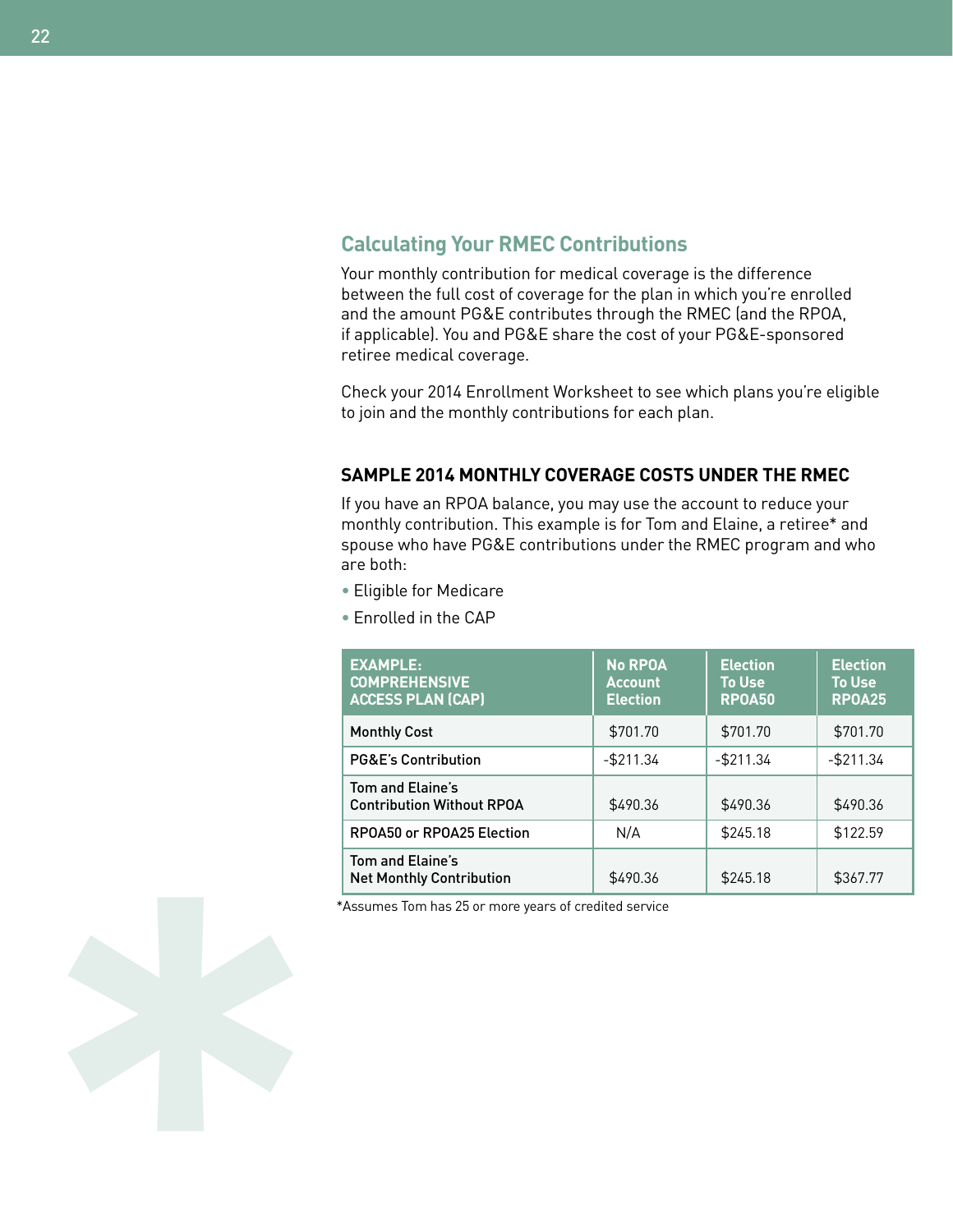## Calculating Your RMEC Contributions

Your monthly contribution for medical coverage is the difference between the full cost of coverage for the plan in which you're enrolled and the amount PG&E contributes through the RMEC (and the RPOA, if applicable). You and PG&E share the cost of your PG&E-sponsored retiree medical coverage.

Check your 2014 Enrollment Worksheet to see which plans you're eligible to join and the monthly contributions for each plan.

### SAMPLE 2014 MONTHLY COVERAGE COSTS UNDER THE RMEC

If you have an RPOA balance, you may use the account to reduce your monthly contribution. This example is for Tom and Elaine, a retiree* and spouse who have PG&E contributions under the RMEC program and who are both:

- Eligible for Medicare
- Enrolled in the CAP

| EXAMPLE: COMPREHENSIVE ACCESS PLAN (CAP) | No RPOA Account Election | Election To Use RPOA50 | Election To Use RPOA25 |
|---|---|---|---|
| Monthly Cost | $701.70 | $701.70 | $701.70 |
| PG&E's Contribution | -$211.34 | -$211.34 | -$211.34 |
| Tom and Elaine's Contribution Without RPOA | $490.36 | $490.36 | $490.36 |
| RPOA50 or RPOA25 Election | N/A | $245.18 | $122.59 |
| Tom and Elaine's Net Monthly Contribution | $490.36 | $245.18 | $367.77 |

*Assumes Tom has 25 or more years of credited service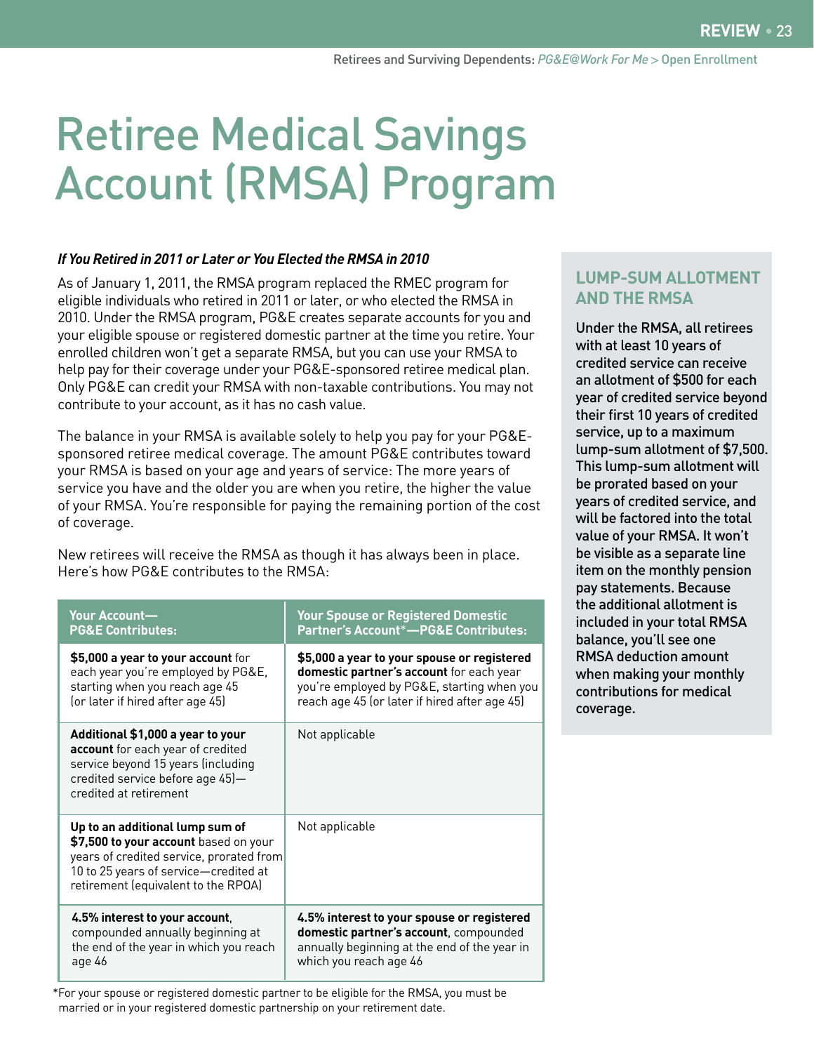# Retiree Medical Savings Account (RMSA) Program

***If You Retired in 2011 or Later or You Elected the RMSA in 2010***

As of January 1, 2011, the RMSA program replaced the RMEC program for eligible individuals who retired in 2011 or later, or who elected the RMSA in 2010. Under the RMSA program, PG&E creates separate accounts for you and your eligible spouse or registered domestic partner at the time you retire. Your enrolled children won't get a separate RMSA, but you can use your RMSA to help pay for their coverage under your PG&E-sponsored retiree medical plan. Only PG&E can credit your RMSA with non-taxable contributions. You may not contribute to your account, as it has no cash value.

The balance in your RMSA is available solely to help you pay for your PG&E-sponsored retiree medical coverage. The amount PG&E contributes toward your RMSA is based on your age and years of service: The more years of service you have and the older you are when you retire, the higher the value of your RMSA. You're responsible for paying the remaining portion of the cost of coverage.

New retirees will receive the RMSA as though it has always been in place. Here's how PG&E contributes to the RMSA:

| Your Account—PG&E Contributes: | Your Spouse or Registered Domestic Partner's Account*—PG&E Contributes: |
|---|---|
| **$5,000 a year to your account** for each year you're employed by PG&E, starting when you reach age 45 (or later if hired after age 45) | **$5,000 a year to your spouse or registered domestic partner's account** for each year you're employed by PG&E, starting when you reach age 45 (or later if hired after age 45) |
| **Additional $1,000 a year to your account** for each year of credited service beyond 15 years (including credited service before age 45)—credited at retirement | Not applicable |
| **Up to an additional lump sum of $7,500 to your account** based on your years of credited service, prorated from 10 to 25 years of service—credited at retirement (equivalent to the RPOA) | Not applicable |
| **4.5% interest to your account**, compounded annually beginning at the end of the year in which you reach age 46 | **4.5% interest to your spouse or registered domestic partner's account**, compounded annually beginning at the end of the year in which you reach age 46 |

*For your spouse or registered domestic partner to be eligible for the RMSA, you must be married or in your registered domestic partnership on your retirement date.

## LUMP-SUM ALLOTMENT AND THE RMSA

Under the RMSA, all retirees with at least 10 years of credited service can receive an allotment of $500 for each year of credited service beyond their first 10 years of credited service, up to a maximum lump-sum allotment of $7,500. This lump-sum allotment will be prorated based on your years of credited service, and will be factored into the total value of your RMSA. It won't be visible as a separate line item on the monthly pension pay statements. Because the additional allotment is included in your total RMSA balance, you'll see one RMSA deduction amount when making your monthly contributions for medical coverage.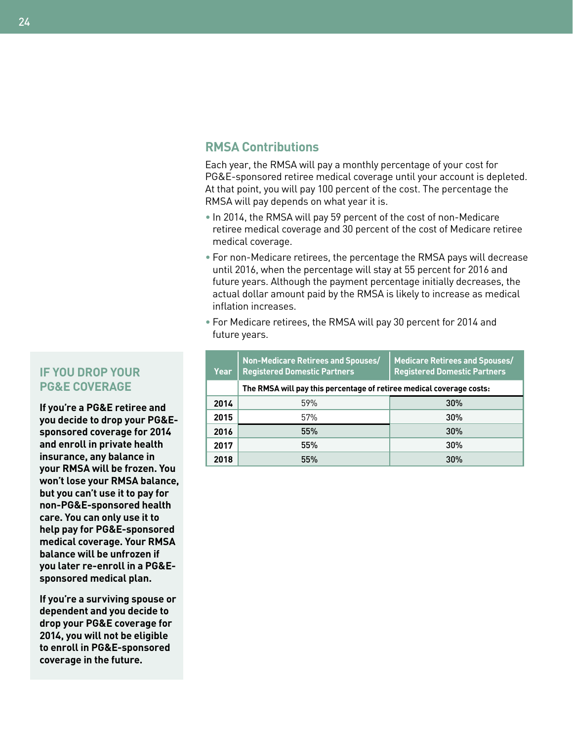## RMSA Contributions

Each year, the RMSA will pay a monthly percentage of your cost for PG&E-sponsored retiree medical coverage until your account is depleted. At that point, you will pay 100 percent of the cost. The percentage the RMSA will pay depends on what year it is.

- In 2014, the RMSA will pay 59 percent of the cost of non-Medicare retiree medical coverage and 30 percent of the cost of Medicare retiree medical coverage.
- For non-Medicare retirees, the percentage the RMSA pays will decrease until 2016, when the percentage will stay at 55 percent for 2016 and future years. Although the payment percentage initially decreases, the actual dollar amount paid by the RMSA is likely to increase as medical inflation increases.
- For Medicare retirees, the RMSA will pay 30 percent for 2014 and future years.

| Year | Non-Medicare Retirees and Spouses/ Registered Domestic Partners | Medicare Retirees and Spouses/ Registered Domestic Partners |
|---|---|---|
| | The RMSA will pay this percentage of retiree medical coverage costs: | |
| 2014 | 59% | 30% |
| 2015 | 57% | 30% |
| 2016 | 55% | 30% |
| 2017 | 55% | 30% |
| 2018 | 55% | 30% |

### IF YOU DROP YOUR PG&E COVERAGE

**If you're a PG&E retiree and you decide to drop your PG&E-sponsored coverage for 2014 and enroll in private health insurance, any balance in your RMSA will be frozen. You won't lose your RMSA balance, but you can't use it to pay for non-PG&E-sponsored health care. You can only use it to help pay for PG&E-sponsored medical coverage. Your RMSA balance will be unfrozen if you later re-enroll in a PG&E-sponsored medical plan.**

**If you're a surviving spouse or dependent and you decide to drop your PG&E coverage for 2014, you will not be eligible to enroll in PG&E-sponsored coverage in the future.**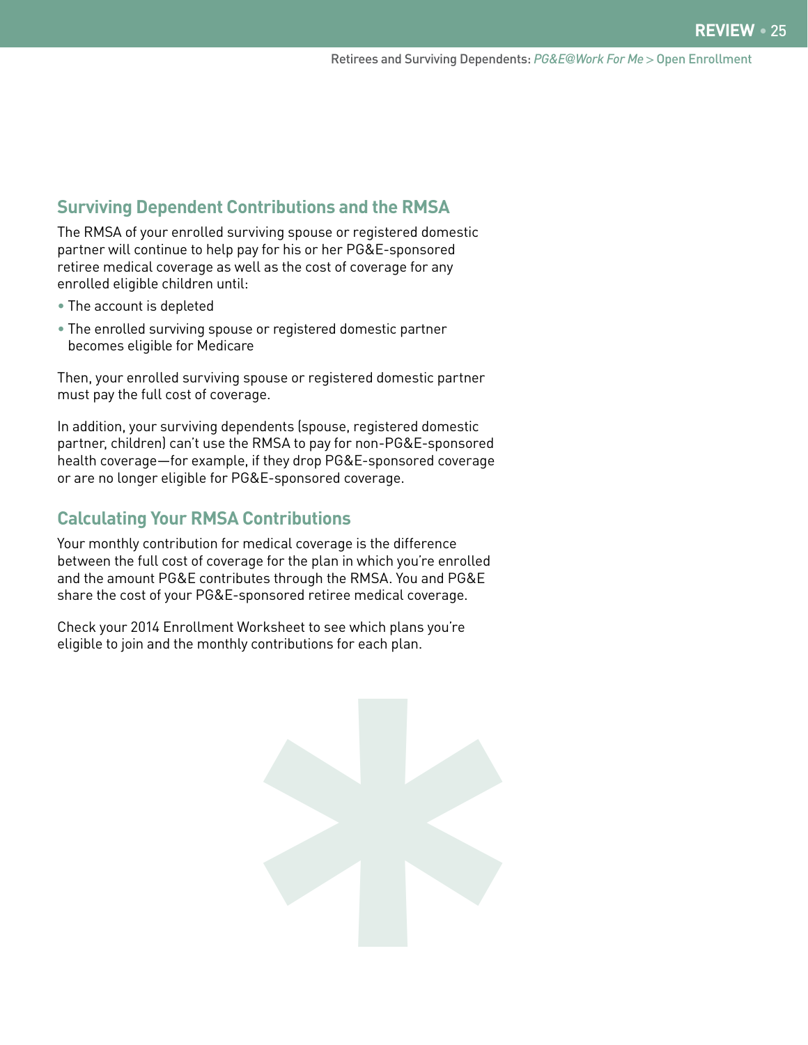## Surviving Dependent Contributions and the RMSA

The RMSA of your enrolled surviving spouse or registered domestic partner will continue to help pay for his or her PG&E-sponsored retiree medical coverage as well as the cost of coverage for any enrolled eligible children until:

- The account is depleted
- The enrolled surviving spouse or registered domestic partner becomes eligible for Medicare

Then, your enrolled surviving spouse or registered domestic partner must pay the full cost of coverage.

In addition, your surviving dependents (spouse, registered domestic partner, children) can't use the RMSA to pay for non-PG&E-sponsored health coverage—for example, if they drop PG&E-sponsored coverage or are no longer eligible for PG&E-sponsored coverage.

## Calculating Your RMSA Contributions

Your monthly contribution for medical coverage is the difference between the full cost of coverage for the plan in which you're enrolled and the amount PG&E contributes through the RMSA. You and PG&E share the cost of your PG&E-sponsored retiree medical coverage.

Check your 2014 Enrollment Worksheet to see which plans you're eligible to join and the monthly contributions for each plan.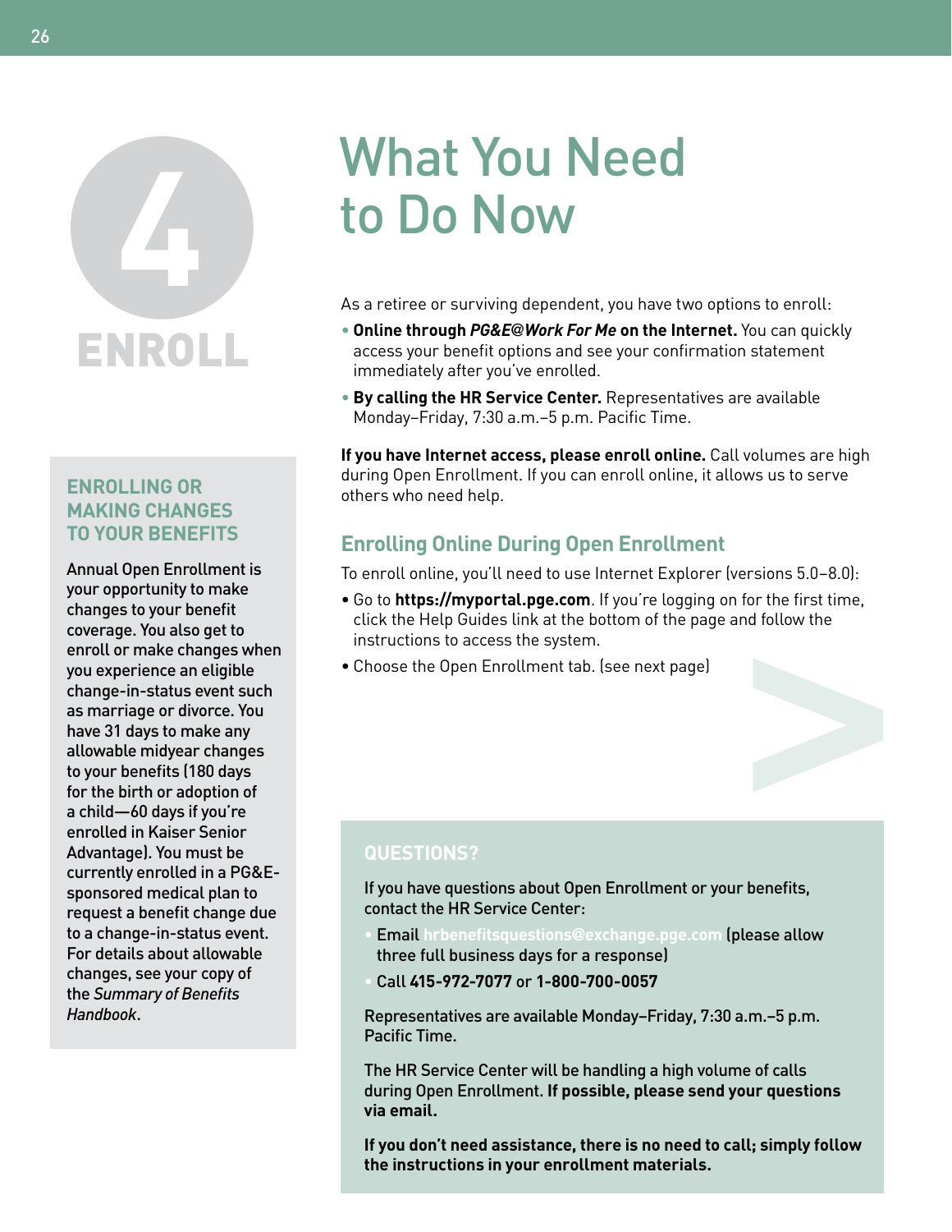4

ENROLL

### ENROLLING OR MAKING CHANGES TO YOUR BENEFITS

Annual Open Enrollment is your opportunity to make changes to your benefit coverage. You also get to enroll or make changes when you experience an eligible change-in-status event such as marriage or divorce. You have 31 days to make any allowable midyear changes to your benefits (180 days for the birth or adoption of a child—60 days if you're enrolled in Kaiser Senior Advantage). You must be currently enrolled in a PG&E-sponsored medical plan to request a benefit change due to a change-in-status event. For details about allowable changes, see your copy of the *Summary of Benefits Handbook*.

# What You Need to Do Now

As a retiree or surviving dependent, you have two options to enroll:

- **Online through *PG&E@Work For Me* on the Internet.** You can quickly access your benefit options and see your confirmation statement immediately after you've enrolled.
- **By calling the HR Service Center.** Representatives are available Monday–Friday, 7:30 a.m.–5 p.m. Pacific Time.

**If you have Internet access, please enroll online.** Call volumes are high during Open Enrollment. If you can enroll online, it allows us to serve others who need help.

## Enrolling Online During Open Enrollment

To enroll online, you'll need to use Internet Explorer (versions 5.0–8.0):

- Go to **https://myportal.pge.com**. If you're logging on for the first time, click the Help Guides link at the bottom of the page and follow the instructions to access the system.
- Choose the Open Enrollment tab. (see next page)

### QUESTIONS?

If you have questions about Open Enrollment or your benefits, contact the HR Service Center:

- Email hrbenefitsquestions@exchange.pge.com (please allow three full business days for a response)
- Call **415-972-7077** or **1-800-700-0057**

Representatives are available Monday–Friday, 7:30 a.m.–5 p.m. Pacific Time.

The HR Service Center will be handling a high volume of calls during Open Enrollment. **If possible, please send your questions via email.**

**If you don't need assistance, there is no need to call; simply follow the instructions in your enrollment materials.**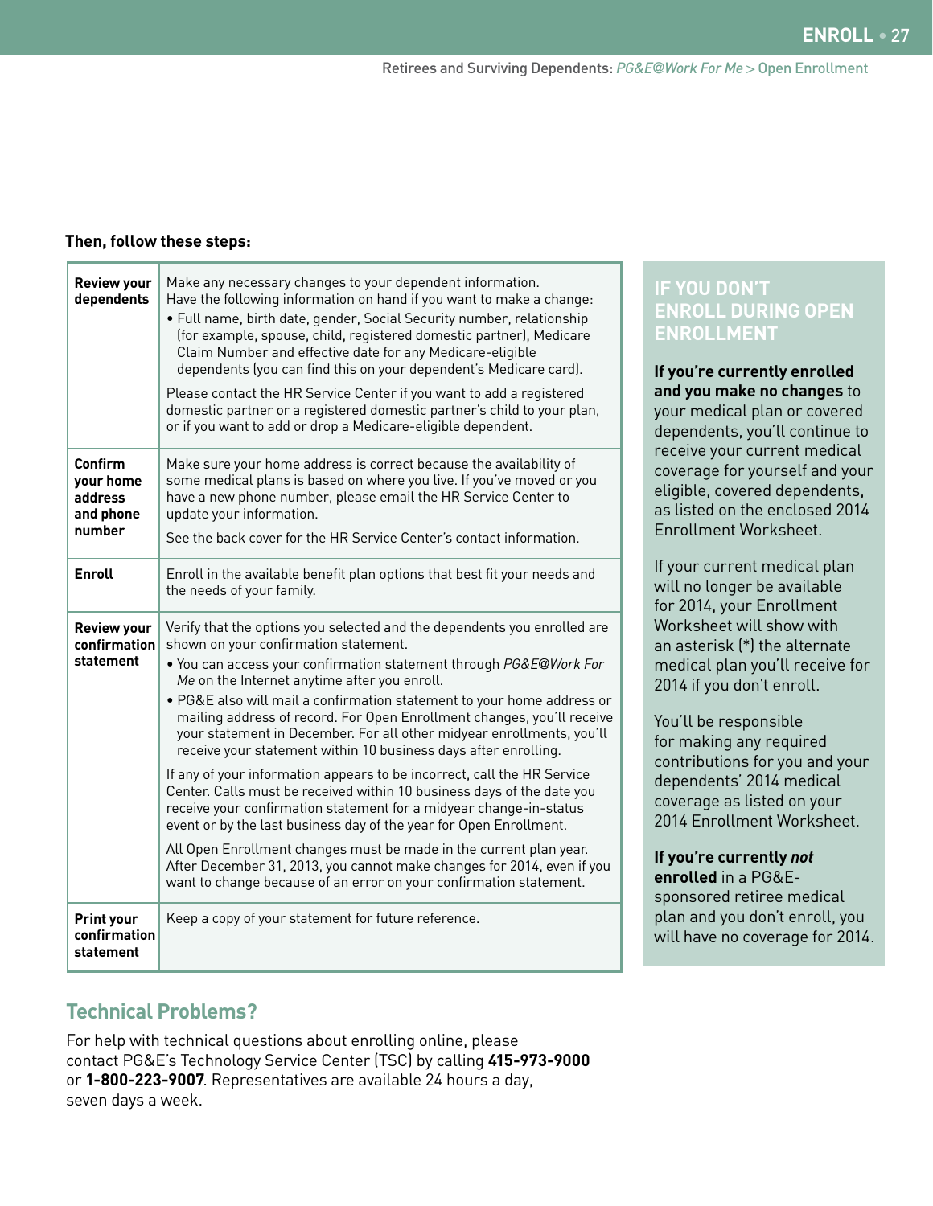Retirees and Surviving Dependents: *PG&E@Work For Me* > Open Enrollment

**Then, follow these steps:**

| | |
|---|---|
| **Review your dependents** | Make any necessary changes to your dependent information. Have the following information on hand if you want to make a change: • Full name, birth date, gender, Social Security number, relationship (for example, spouse, child, registered domestic partner), Medicare Claim Number and effective date for any Medicare-eligible dependents (you can find this on your dependent's Medicare card). Please contact the HR Service Center if you want to add a registered domestic partner or a registered domestic partner's child to your plan, or if you want to add or drop a Medicare-eligible dependent. |
| **Confirm your home address and phone number** | Make sure your home address is correct because the availability of some medical plans is based on where you live. If you've moved or you have a new phone number, please email the HR Service Center to update your information. See the back cover for the HR Service Center's contact information. |
| **Enroll** | Enroll in the available benefit plan options that best fit your needs and the needs of your family. |
| **Review your confirmation statement** | Verify that the options you selected and the dependents you enrolled are shown on your confirmation statement. • You can access your confirmation statement through *PG&E@Work For Me* on the Internet anytime after you enroll. • PG&E also will mail a confirmation statement to your home address or mailing address of record. For Open Enrollment changes, you'll receive your statement in December. For all other midyear enrollments, you'll receive your statement within 10 business days after enrolling. If any of your information appears to be incorrect, call the HR Service Center. Calls must be received within 10 business days of the date you receive your confirmation statement for a midyear change-in-status event or by the last business day of the year for Open Enrollment. All Open Enrollment changes must be made in the current plan year. After December 31, 2013, you cannot make changes for 2014, even if you want to change because of an error on your confirmation statement. |
| **Print your confirmation statement** | Keep a copy of your statement for future reference. |

## IF YOU DON'T ENROLL DURING OPEN ENROLLMENT

**If you're currently enrolled and you make no changes** to your medical plan or covered dependents, you'll continue to receive your current medical coverage for yourself and your eligible, covered dependents, as listed on the enclosed 2014 Enrollment Worksheet.

If your current medical plan will no longer be available for 2014, your Enrollment Worksheet will show with an asterisk (*) the alternate medical plan you'll receive for 2014 if you don't enroll.

You'll be responsible for making any required contributions for you and your dependents' 2014 medical coverage as listed on your 2014 Enrollment Worksheet.

**If you're currently *not* enrolled** in a PG&E-sponsored retiree medical plan and you don't enroll, you will have no coverage for 2014.

## Technical Problems?

For help with technical questions about enrolling online, please contact PG&E's Technology Service Center (TSC) by calling **415-973-9000** or **1-800-223-9007**. Representatives are available 24 hours a day, seven days a week.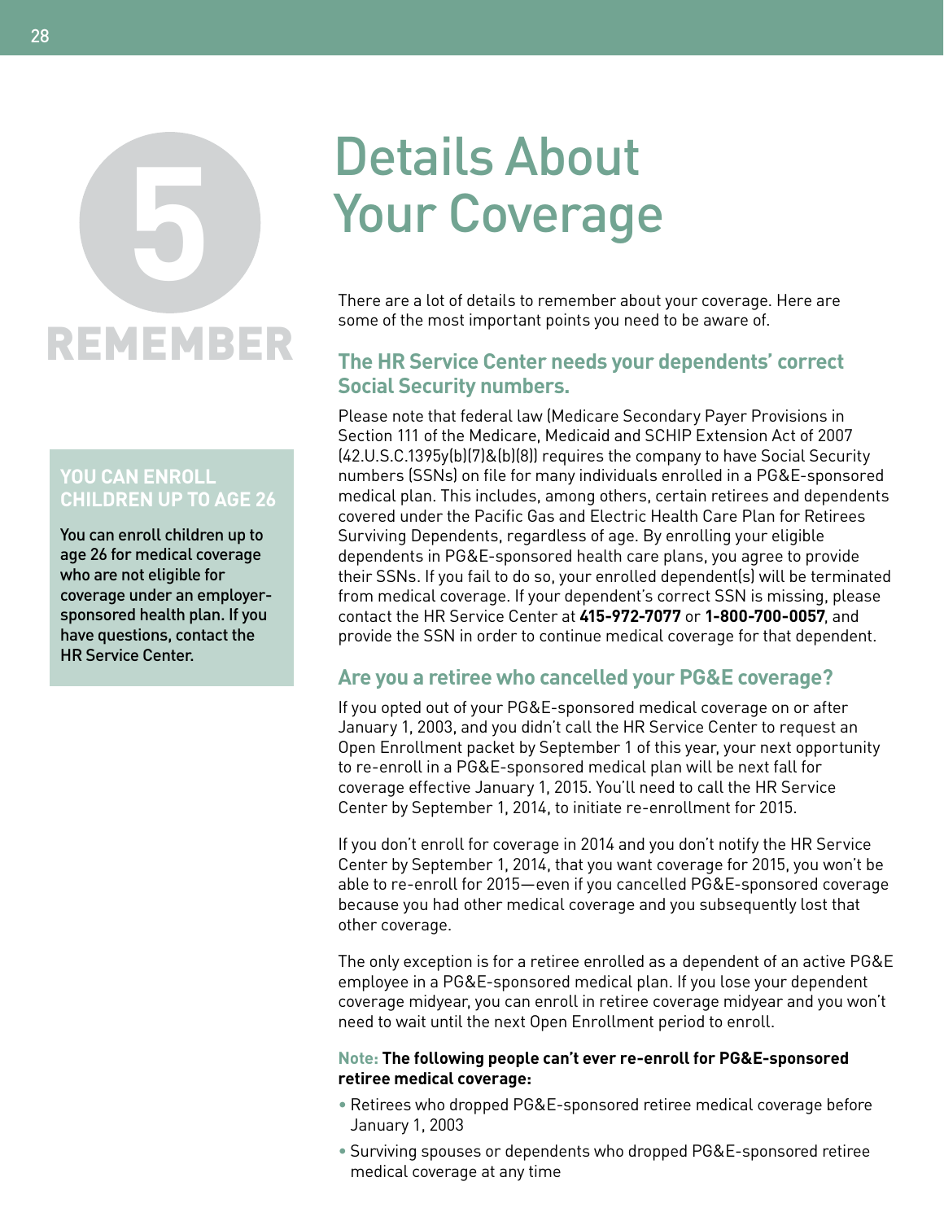5

REMEMBER

### YOU CAN ENROLL CHILDREN UP TO AGE 26

You can enroll children up to age 26 for medical coverage who are not eligible for coverage under an employer-sponsored health plan. If you have questions, contact the HR Service Center.

# Details About Your Coverage

There are a lot of details to remember about your coverage. Here are some of the most important points you need to be aware of.

## The HR Service Center needs your dependents' correct Social Security numbers.

Please note that federal law (Medicare Secondary Payer Provisions in Section 111 of the Medicare, Medicaid and SCHIP Extension Act of 2007 (42.U.S.C.1395y(b)(7)&(b)(8)) requires the company to have Social Security numbers (SSNs) on file for many individuals enrolled in a PG&E-sponsored medical plan. This includes, among others, certain retirees and dependents covered under the Pacific Gas and Electric Health Care Plan for Retirees Surviving Dependents, regardless of age. By enrolling your eligible dependents in PG&E-sponsored health care plans, you agree to provide their SSNs. If you fail to do so, your enrolled dependent(s) will be terminated from medical coverage. If your dependent's correct SSN is missing, please contact the HR Service Center at **415-972-7077** or **1-800-700-0057**, and provide the SSN in order to continue medical coverage for that dependent.

## Are you a retiree who cancelled your PG&E coverage?

If you opted out of your PG&E-sponsored medical coverage on or after January 1, 2003, and you didn't call the HR Service Center to request an Open Enrollment packet by September 1 of this year, your next opportunity to re-enroll in a PG&E-sponsored medical plan will be next fall for coverage effective January 1, 2015. You'll need to call the HR Service Center by September 1, 2014, to initiate re-enrollment for 2015.

If you don't enroll for coverage in 2014 and you don't notify the HR Service Center by September 1, 2014, that you want coverage for 2015, you won't be able to re-enroll for 2015—even if you cancelled PG&E-sponsored coverage because you had other medical coverage and you subsequently lost that other coverage.

The only exception is for a retiree enrolled as a dependent of an active PG&E employee in a PG&E-sponsored medical plan. If you lose your dependent coverage midyear, you can enroll in retiree coverage midyear and you won't need to wait until the next Open Enrollment period to enroll.

**Note: The following people can't ever re-enroll for PG&E-sponsored retiree medical coverage:**

- Retirees who dropped PG&E-sponsored retiree medical coverage before January 1, 2003
- Surviving spouses or dependents who dropped PG&E-sponsored retiree medical coverage at any time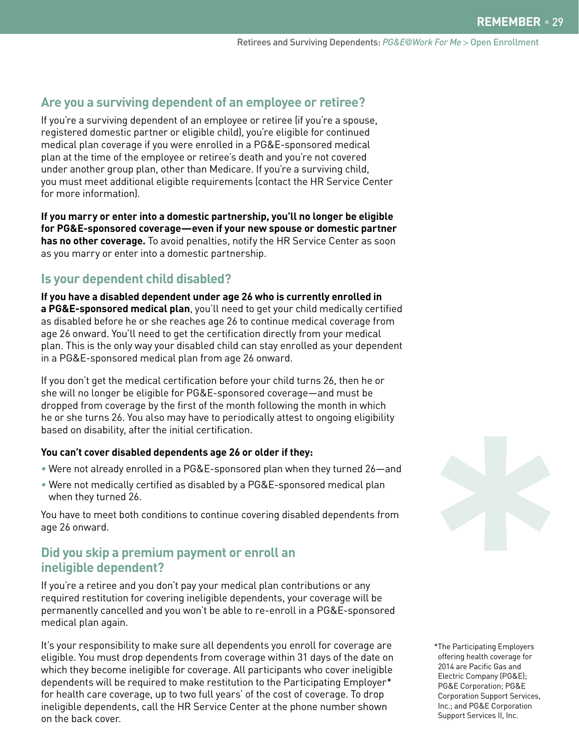## Are you a surviving dependent of an employee or retiree?

If you're a surviving dependent of an employee or retiree (if you're a spouse, registered domestic partner or eligible child), you're eligible for continued medical plan coverage if you were enrolled in a PG&E-sponsored medical plan at the time of the employee or retiree's death and you're not covered under another group plan, other than Medicare. If you're a surviving child, you must meet additional eligible requirements (contact the HR Service Center for more information).

**If you marry or enter into a domestic partnership, you'll no longer be eligible for PG&E-sponsored coverage—even if your new spouse or domestic partner has no other coverage.** To avoid penalties, notify the HR Service Center as soon as you marry or enter into a domestic partnership.

## Is your dependent child disabled?

**If you have a disabled dependent under age 26 who is currently enrolled in a PG&E-sponsored medical plan**, you'll need to get your child medically certified as disabled before he or she reaches age 26 to continue medical coverage from age 26 onward. You'll need to get the certification directly from your medical plan. This is the only way your disabled child can stay enrolled as your dependent in a PG&E-sponsored medical plan from age 26 onward.

If you don't get the medical certification before your child turns 26, then he or she will no longer be eligible for PG&E-sponsored coverage—and must be dropped from coverage by the first of the month following the month in which he or she turns 26. You also may have to periodically attest to ongoing eligibility based on disability, after the initial certification.

**You can't cover disabled dependents age 26 or older if they:**

- Were not already enrolled in a PG&E-sponsored plan when they turned 26—and
- Were not medically certified as disabled by a PG&E-sponsored medical plan when they turned 26.

You have to meet both conditions to continue covering disabled dependents from age 26 onward.

## Did you skip a premium payment or enroll an ineligible dependent?

If you're a retiree and you don't pay your medical plan contributions or any required restitution for covering ineligible dependents, your coverage will be permanently cancelled and you won't be able to re-enroll in a PG&E-sponsored medical plan again.

It's your responsibility to make sure all dependents you enroll for coverage are eligible. You must drop dependents from coverage within 31 days of the date on which they become ineligible for coverage. All participants who cover ineligible dependents will be required to make restitution to the Participating Employer* for health care coverage, up to two full years' of the cost of coverage. To drop ineligible dependents, call the HR Service Center at the phone number shown on the back cover.

*The Participating Employers offering health coverage for 2014 are Pacific Gas and Electric Company (PG&E); PG&E Corporation; PG&E Corporation Support Services, Inc.; and PG&E Corporation Support Services II, Inc.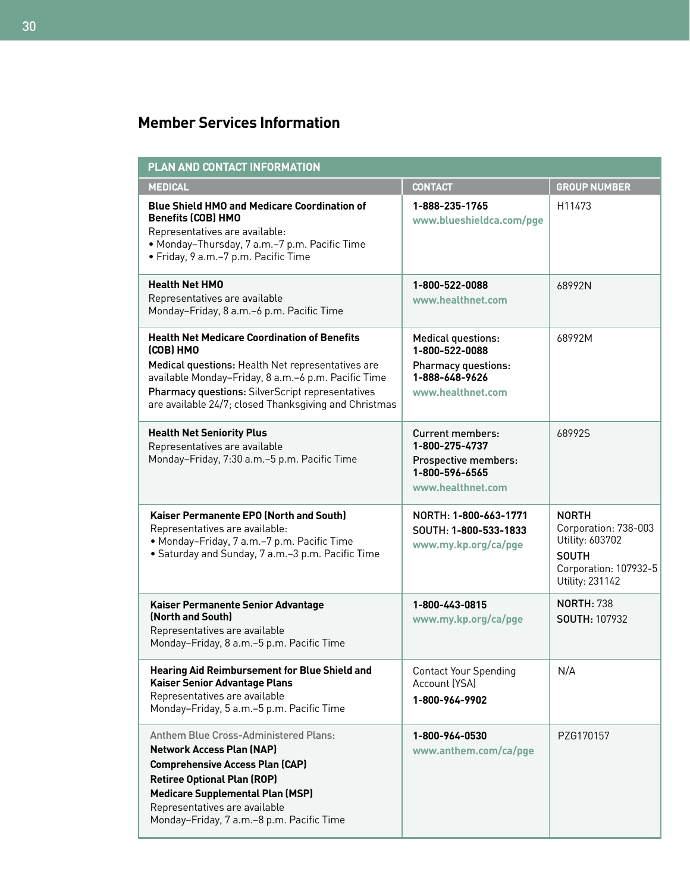## Member Services Information

| PLAN AND CONTACT INFORMATION | | |
|---|---|---|
| **MEDICAL** | **CONTACT** | **GROUP NUMBER** |
| **Blue Shield HMO and Medicare Coordination of Benefits (COB) HMO**<br>Representatives are available:<br>• Monday–Thursday, 7 a.m.–7 p.m. Pacific Time<br>• Friday, 9 a.m.–7 p.m. Pacific Time | **1-888-235-1765**<br>www.blueshieldca.com/pge | H11473 |
| **Health Net HMO**<br>Representatives are available<br>Monday–Friday, 8 a.m.–6 p.m. Pacific Time | **1-800-522-0088**<br>www.healthnet.com | 68992N |
| **Health Net Medicare Coordination of Benefits (COB) HMO**<br>**Medical questions:** Health Net representatives are available Monday–Friday, 8 a.m.–6 p.m. Pacific Time<br>**Pharmacy questions:** SilverScript representatives are available 24/7; closed Thanksgiving and Christmas | Medical questions:<br>**1-800-522-0088**<br>Pharmacy questions:<br>**1-888-648-9626**<br>www.healthnet.com | 68992M |
| **Health Net Seniority Plus**<br>Representatives are available<br>Monday–Friday, 7:30 a.m.–5 p.m. Pacific Time | Current members:<br>**1-800-275-4737**<br>Prospective members:<br>**1-800-596-6565**<br>www.healthnet.com | 68992S |
| **Kaiser Permanente EPO (North and South)**<br>Representatives are available:<br>• Monday–Friday, 7 a.m.–7 p.m. Pacific Time<br>• Saturday and Sunday, 7 a.m.–3 p.m. Pacific Time | NORTH: **1-800-663-1771**<br>SOUTH: **1-800-533-1833**<br>www.my.kp.org/ca/pge | NORTH<br>Corporation: 738-003<br>Utility: 603702<br>SOUTH<br>Corporation: 107932-5<br>Utility: 231142 |
| **Kaiser Permanente Senior Advantage (North and South)**<br>Representatives are available<br>Monday–Friday, 8 a.m.–5 p.m. Pacific Time | **1-800-443-0815**<br>www.my.kp.org/ca/pge | NORTH: 738<br>SOUTH: 107932 |
| **Hearing Aid Reimbursement for Blue Shield and Kaiser Senior Advantage Plans**<br>Representatives are available<br>Monday–Friday, 5 a.m.–5 p.m. Pacific Time | Contact Your Spending Account (YSA)<br>**1-800-964-9902** | N/A |
| Anthem Blue Cross-Administered Plans:<br>**Network Access Plan (NAP)**<br>**Comprehensive Access Plan (CAP)**<br>**Retiree Optional Plan (ROP)**<br>**Medicare Supplemental Plan (MSP)**<br>Representatives are available<br>Monday–Friday, 7 a.m.–8 p.m. Pacific Time | **1-800-964-0530**<br>www.anthem.com/ca/pge | PZG170157 |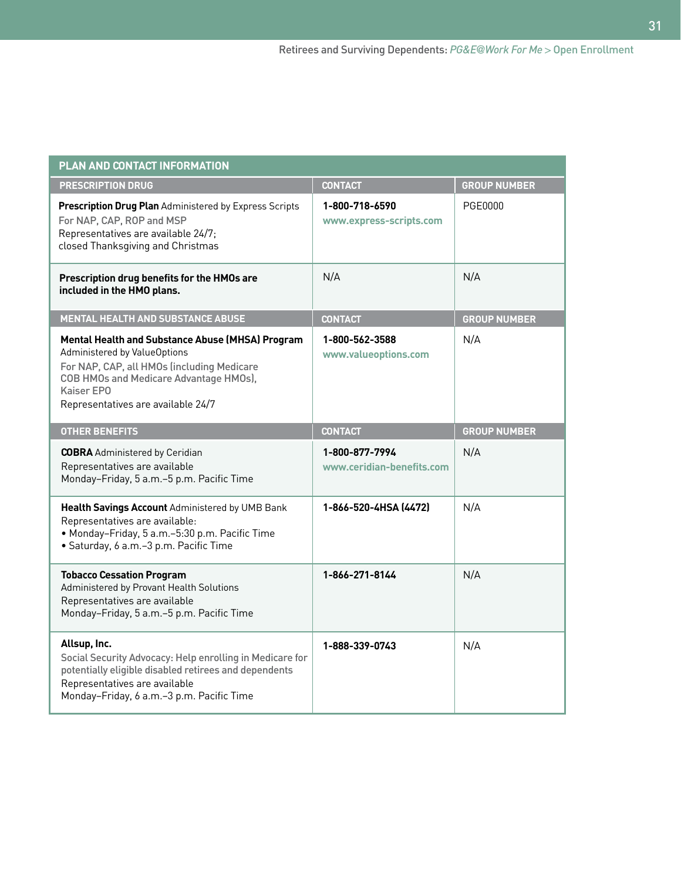## PLAN AND CONTACT INFORMATION

| PRESCRIPTION DRUG | CONTACT | GROUP NUMBER |
|---|---|---|
| **Prescription Drug Plan** Administered by Express Scripts<br>For NAP, CAP, ROP and MSP<br>Representatives are available 24/7;<br>closed Thanksgiving and Christmas | **1-800-718-6590**<br>www.express-scripts.com | PGE0000 |
| **Prescription drug benefits for the HMOs are included in the HMO plans.** | N/A | N/A |
| **MENTAL HEALTH AND SUBSTANCE ABUSE** | **CONTACT** | **GROUP NUMBER** |
| **Mental Health and Substance Abuse (MHSA) Program** Administered by ValueOptions<br>For NAP, CAP, all HMOs (including Medicare COB HMOs and Medicare Advantage HMOs), Kaiser EPO<br>Representatives are available 24/7 | **1-800-562-3588**<br>www.valueoptions.com | N/A |
| **OTHER BENEFITS** | **CONTACT** | **GROUP NUMBER** |
| **COBRA** Administered by Ceridian<br>Representatives are available<br>Monday–Friday, 5 a.m.–5 p.m. Pacific Time | **1-800-877-7994**<br>www.ceridian-benefits.com | N/A |
| **Health Savings Account** Administered by UMB Bank<br>Representatives are available:<br>• Monday–Friday, 5 a.m.–5:30 p.m. Pacific Time<br>• Saturday, 6 a.m.–3 p.m. Pacific Time | **1-866-520-4HSA (4472)** | N/A |
| **Tobacco Cessation Program**<br>Administered by Provant Health Solutions<br>Representatives are available<br>Monday–Friday, 5 a.m.–5 p.m. Pacific Time | **1-866-271-8144** | N/A |
| **Allsup, Inc.**<br>Social Security Advocacy: Help enrolling in Medicare for potentially eligible disabled retirees and dependents<br>Representatives are available<br>Monday–Friday, 6 a.m.–3 p.m. Pacific Time | **1-888-339-0743** | N/A |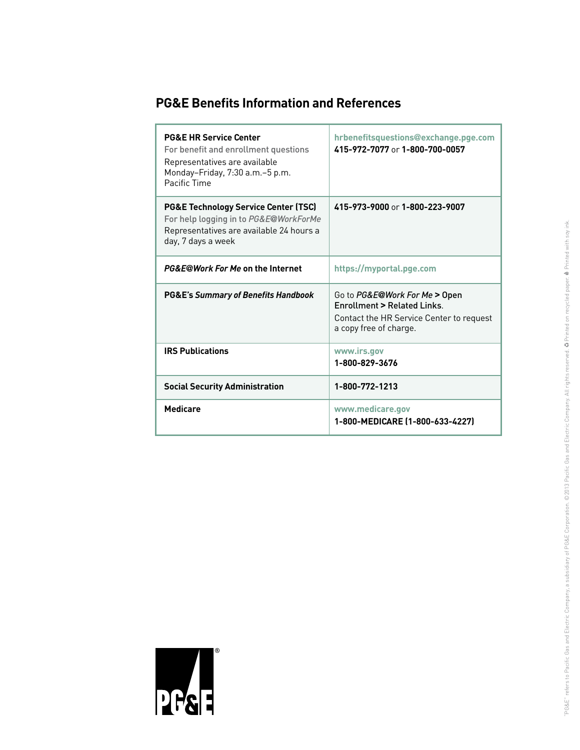## PG&E Benefits Information and References

| | |
|---|---|
| **PG&E HR Service Center**<br>For benefit and enrollment questions<br>Representatives are available Monday–Friday, 7:30 a.m.–5 p.m. Pacific Time | **hrbenefitsquestions@exchange.pge.com**<br>**415-972-7077** or **1-800-700-0057** |
| **PG&E Technology Service Center (TSC)**<br>For help logging in to *PG&E@WorkForMe*<br>Representatives are available 24 hours a day, 7 days a week | **415-973-9000** or **1-800-223-9007** |
| ***PG&E@Work For Me* on the Internet** | **https://myportal.pge.com** |
| **PG&E's *Summary of Benefits Handbook*** | Go to *PG&E@Work For Me* **>** Open Enrollment **>** Related Links.<br>Contact the HR Service Center to request a copy free of charge. |
| **IRS Publications** | **www.irs.gov**<br>**1-800-829-3676** |
| **Social Security Administration** | **1-800-772-1213** |
| **Medicare** | **www.medicare.gov**<br>**1-800-MEDICARE (1-800-633-4227)** |

"PG&E" refers to Pacific Gas and Electric Company, a subsidiary of PG&E Corporation. ©2013 Pacific Gas and Electric Company. All rights reserved. Printed on recycled paper. Printed with soy ink.